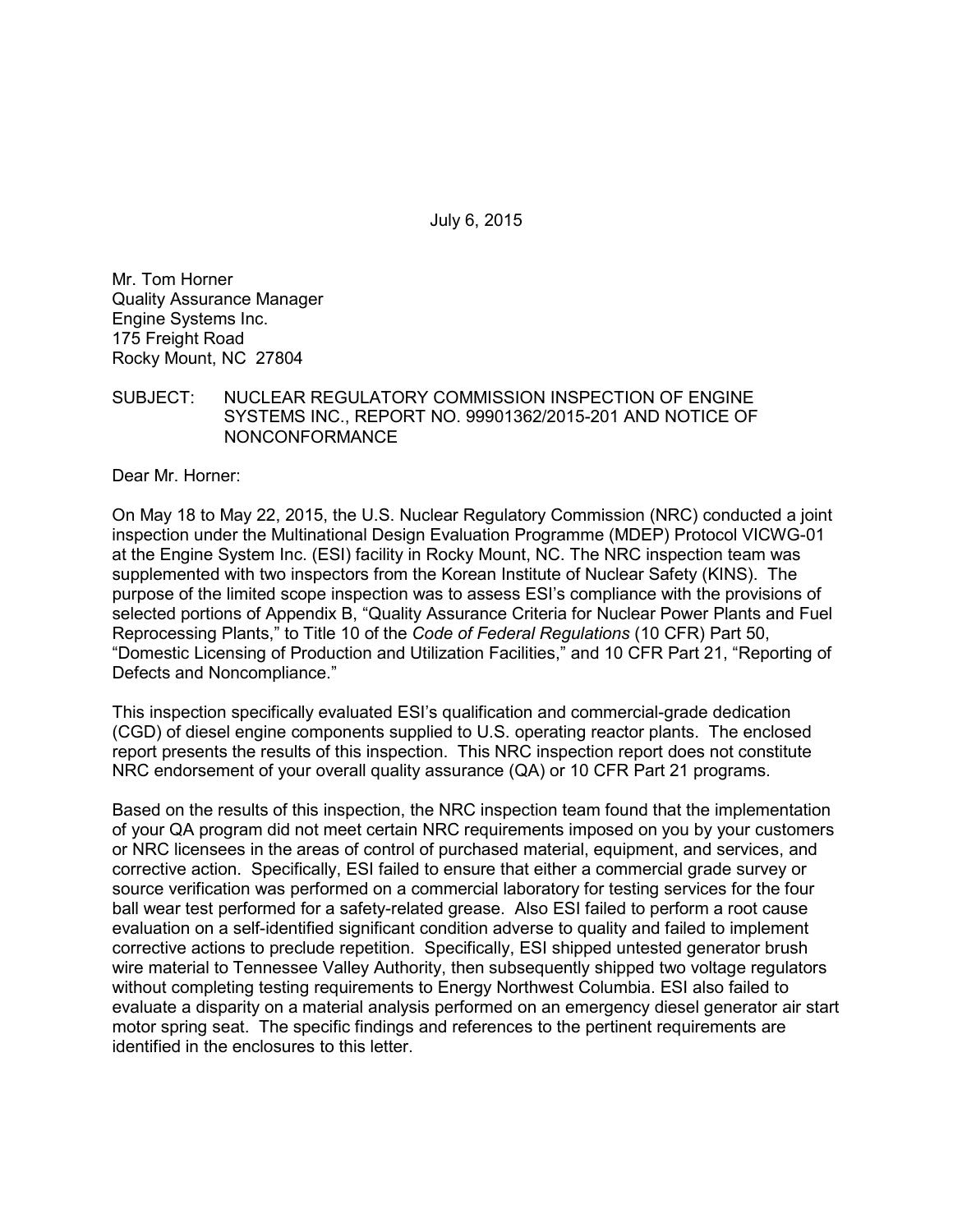July 6, 2015

Mr. Tom Horner
Quality Assurance Manager
Engine Systems Inc.
175 Freight Road
Rocky Mount, NC 27804

SUBJECT: NUCLEAR REGULATORY COMMISSION INSPECTION OF ENGINE SYSTEMS INC., REPORT NO. 99901362/2015-201 AND NOTICE OF NONCONFORMANCE

Dear Mr. Horner:

On May 18 to May 22, 2015, the U.S. Nuclear Regulatory Commission (NRC) conducted a joint inspection under the Multinational Design Evaluation Programme (MDEP) Protocol VICWG-01 at the Engine System Inc. (ESI) facility in Rocky Mount, NC. The NRC inspection team was supplemented with two inspectors from the Korean Institute of Nuclear Safety (KINS). The purpose of the limited scope inspection was to assess ESI's compliance with the provisions of selected portions of Appendix B, "Quality Assurance Criteria for Nuclear Power Plants and Fuel Reprocessing Plants," to Title 10 of the *Code of Federal Regulations* (10 CFR) Part 50, "Domestic Licensing of Production and Utilization Facilities," and 10 CFR Part 21, "Reporting of Defects and Noncompliance."

This inspection specifically evaluated ESI's qualification and commercial-grade dedication (CGD) of diesel engine components supplied to U.S. operating reactor plants. The enclosed report presents the results of this inspection. This NRC inspection report does not constitute NRC endorsement of your overall quality assurance (QA) or 10 CFR Part 21 programs.

Based on the results of this inspection, the NRC inspection team found that the implementation of your QA program did not meet certain NRC requirements imposed on you by your customers or NRC licensees in the areas of control of purchased material, equipment, and services, and corrective action. Specifically, ESI failed to ensure that either a commercial grade survey or source verification was performed on a commercial laboratory for testing services for the four ball wear test performed for a safety-related grease. Also ESI failed to perform a root cause evaluation on a self-identified significant condition adverse to quality and failed to implement corrective actions to preclude repetition. Specifically, ESI shipped untested generator brush wire material to Tennessee Valley Authority, then subsequently shipped two voltage regulators without completing testing requirements to Energy Northwest Columbia. ESI also failed to evaluate a disparity on a material analysis performed on an emergency diesel generator air start motor spring seat. The specific findings and references to the pertinent requirements are identified in the enclosures to this letter.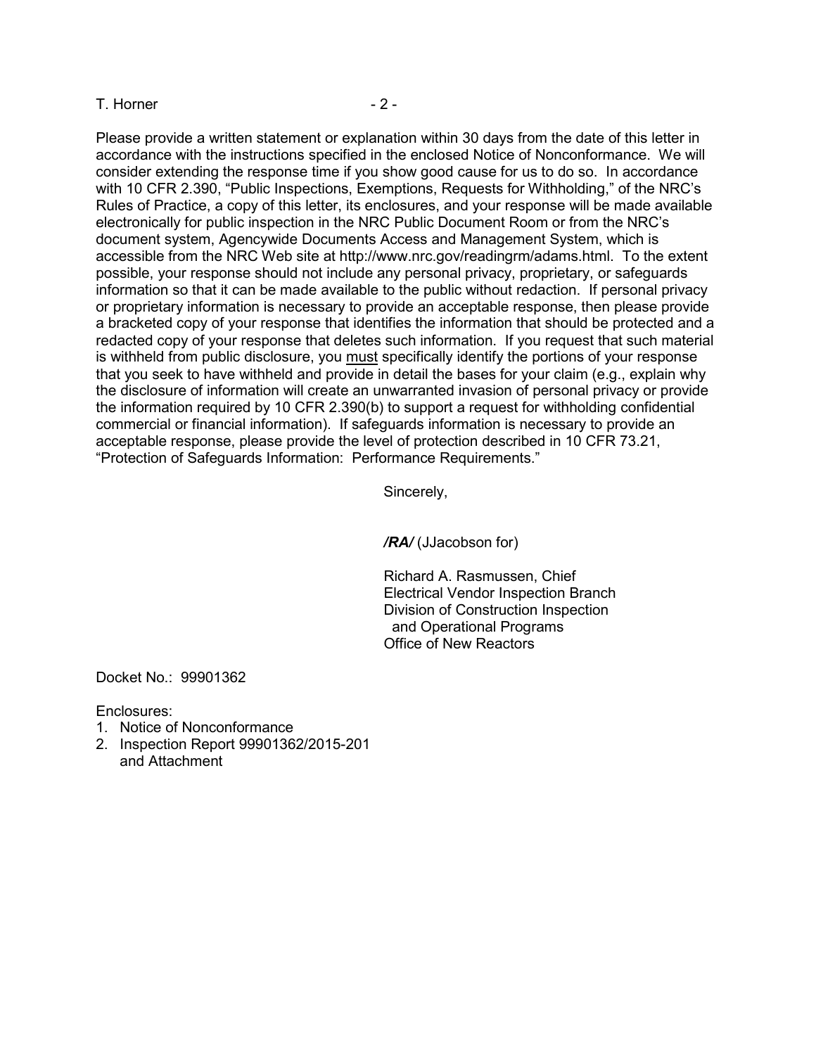Please provide a written statement or explanation within 30 days from the date of this letter in accordance with the instructions specified in the enclosed Notice of Nonconformance. We will consider extending the response time if you show good cause for us to do so. In accordance with 10 CFR 2.390, "Public Inspections, Exemptions, Requests for Withholding," of the NRC's Rules of Practice, a copy of this letter, its enclosures, and your response will be made available electronically for public inspection in the NRC Public Document Room or from the NRC's document system, Agencywide Documents Access and Management System, which is accessible from the NRC Web site at http://www.nrc.gov/readingrm/adams.html. To the extent possible, your response should not include any personal privacy, proprietary, or safeguards information so that it can be made available to the public without redaction. If personal privacy or proprietary information is necessary to provide an acceptable response, then please provide a bracketed copy of your response that identifies the information that should be protected and a redacted copy of your response that deletes such information. If you request that such material is withheld from public disclosure, you <u>must</u> specifically identify the portions of your response that you seek to have withheld and provide in detail the bases for your claim (e.g., explain why the disclosure of information will create an unwarranted invasion of personal privacy or provide the information required by 10 CFR 2.390(b) to support a request for withholding confidential commercial or financial information). If safeguards information is necessary to provide an acceptable response, please provide the level of protection described in 10 CFR 73.21, "Protection of Safeguards Information: Performance Requirements."

Sincerely,

***/RA/*** (JJacobson for)

Richard A. Rasmussen, Chief
Electrical Vendor Inspection Branch
Division of Construction Inspection
and Operational Programs
Office of New Reactors

Docket No.: 99901362

Enclosures:
1. Notice of Nonconformance
2. Inspection Report 99901362/2015-201 and Attachment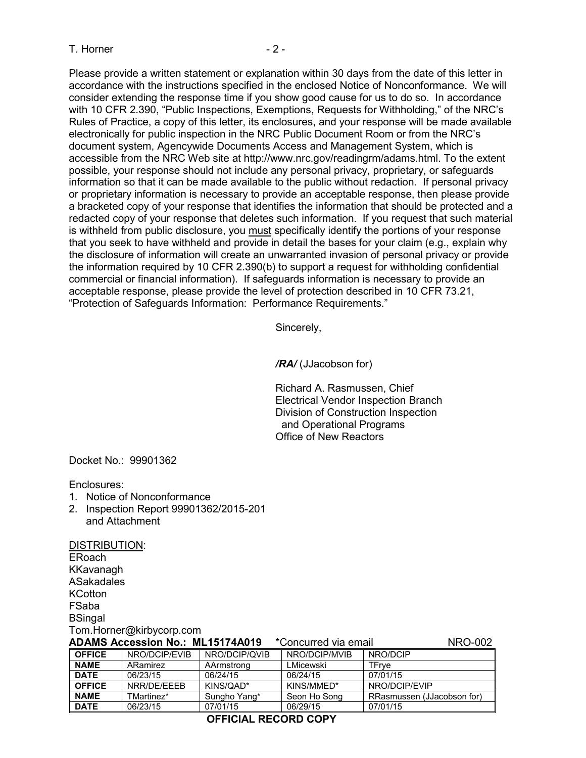Please provide a written statement or explanation within 30 days from the date of this letter in accordance with the instructions specified in the enclosed Notice of Nonconformance. We will consider extending the response time if you show good cause for us to do so. In accordance with 10 CFR 2.390, "Public Inspections, Exemptions, Requests for Withholding," of the NRC's Rules of Practice, a copy of this letter, its enclosures, and your response will be made available electronically for public inspection in the NRC Public Document Room or from the NRC's document system, Agencywide Documents Access and Management System, which is accessible from the NRC Web site at http://www.nrc.gov/readingrm/adams.html. To the extent possible, your response should not include any personal privacy, proprietary, or safeguards information so that it can be made available to the public without redaction. If personal privacy or proprietary information is necessary to provide an acceptable response, then please provide a bracketed copy of your response that identifies the information that should be protected and a redacted copy of your response that deletes such information. If you request that such material is withheld from public disclosure, you must specifically identify the portions of your response that you seek to have withheld and provide in detail the bases for your claim (e.g., explain why the disclosure of information will create an unwarranted invasion of personal privacy or provide the information required by 10 CFR 2.390(b) to support a request for withholding confidential commercial or financial information). If safeguards information is necessary to provide an acceptable response, please provide the level of protection described in 10 CFR 73.21, "Protection of Safeguards Information: Performance Requirements."

Sincerely,

***/RA/*** (JJacobson for)

Richard A. Rasmussen, Chief
Electrical Vendor Inspection Branch
Division of Construction Inspection
and Operational Programs
Office of New Reactors

Docket No.: 99901362

Enclosures:
1. Notice of Nonconformance
2. Inspection Report 99901362/2015-201
   and Attachment

DISTRIBUTION:
ERoach
KKavanagh
ASakadales
KCotton
FSaba
BSingal
Tom.Horner@kirbycorp.com

**ADAMS Accession No.: ML15174A019** *Concurred via email NRO-002

| **OFFICE** | NRO/DCIP/EVIB | NRO/DCIP/QVIB | NRO/DCIP/MVIB | NRO/DCIP |
|---|---|---|---|---|
| **NAME** | ARamirez | AArmstrong | LMicewski | TFrye |
| **DATE** | 06/23/15 | 06/24/15 | 06/24/15 | 07/01/15 |
| **OFFICE** | NRR/DE/EEEB | KINS/QAD* | KINS/MMED* | NRO/DCIP/EVIP |
| **NAME** | TMartinez* | Sungho Yang* | Seon Ho Song | RRasmussen (JJacobson for) |
| **DATE** | 06/23/15 | 07/01/15 | 06/29/15 | 07/01/15 |

**OFFICIAL RECORD COPY**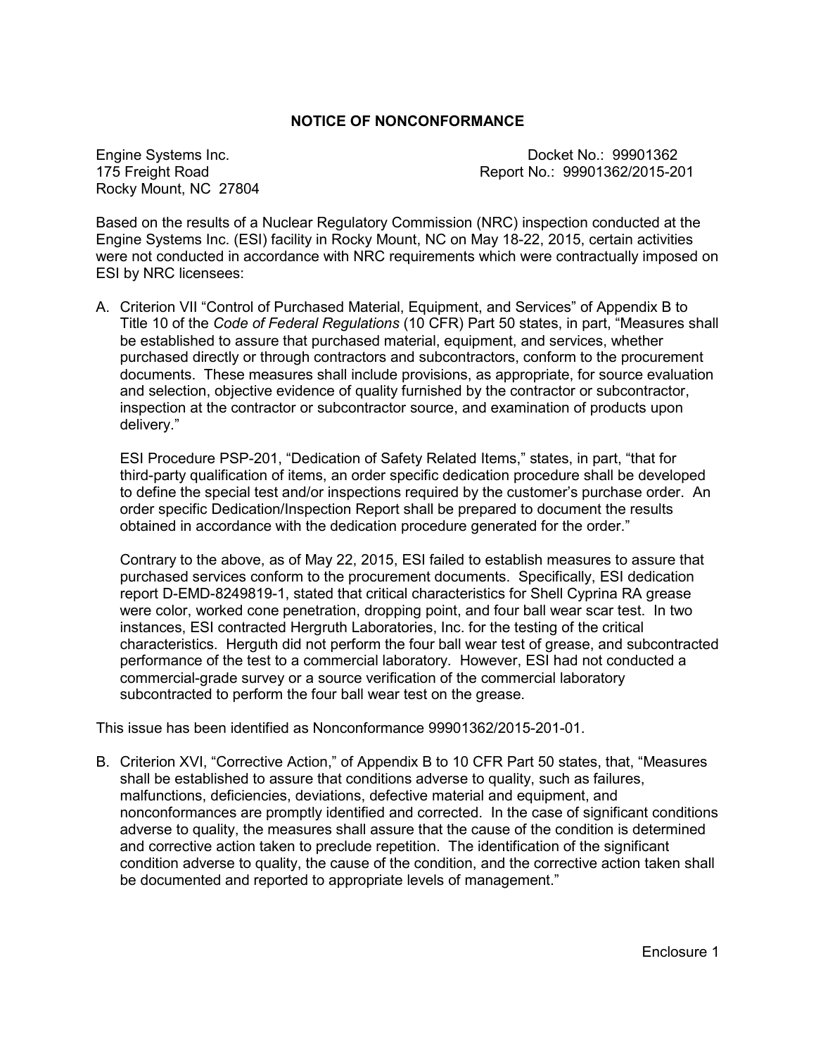## NOTICE OF NONCONFORMANCE

Engine Systems Inc.
175 Freight Road
Rocky Mount, NC 27804

Docket No.: 99901362
Report No.: 99901362/2015-201

Based on the results of a Nuclear Regulatory Commission (NRC) inspection conducted at the Engine Systems Inc. (ESI) facility in Rocky Mount, NC on May 18-22, 2015, certain activities were not conducted in accordance with NRC requirements which were contractually imposed on ESI by NRC licensees:

A. Criterion VII "Control of Purchased Material, Equipment, and Services" of Appendix B to Title 10 of the *Code of Federal Regulations* (10 CFR) Part 50 states, in part, "Measures shall be established to assure that purchased material, equipment, and services, whether purchased directly or through contractors and subcontractors, conform to the procurement documents. These measures shall include provisions, as appropriate, for source evaluation and selection, objective evidence of quality furnished by the contractor or subcontractor, inspection at the contractor or subcontractor source, and examination of products upon delivery."

   ESI Procedure PSP-201, "Dedication of Safety Related Items," states, in part, "that for third-party qualification of items, an order specific dedication procedure shall be developed to define the special test and/or inspections required by the customer's purchase order. An order specific Dedication/Inspection Report shall be prepared to document the results obtained in accordance with the dedication procedure generated for the order."

   Contrary to the above, as of May 22, 2015, ESI failed to establish measures to assure that purchased services conform to the procurement documents. Specifically, ESI dedication report D-EMD-8249819-1, stated that critical characteristics for Shell Cyprina RA grease were color, worked cone penetration, dropping point, and four ball wear scar test. In two instances, ESI contracted Hergruth Laboratories, Inc. for the testing of the critical characteristics. Herguth did not perform the four ball wear test of grease, and subcontracted performance of the test to a commercial laboratory. However, ESI had not conducted a commercial-grade survey or a source verification of the commercial laboratory subcontracted to perform the four ball wear test on the grease.

This issue has been identified as Nonconformance 99901362/2015-201-01.

B. Criterion XVI, "Corrective Action," of Appendix B to 10 CFR Part 50 states, that, "Measures shall be established to assure that conditions adverse to quality, such as failures, malfunctions, deficiencies, deviations, defective material and equipment, and nonconformances are promptly identified and corrected. In the case of significant conditions adverse to quality, the measures shall assure that the cause of the condition is determined and corrective action taken to preclude repetition. The identification of the significant condition adverse to quality, the cause of the condition, and the corrective action taken shall be documented and reported to appropriate levels of management."

Enclosure 1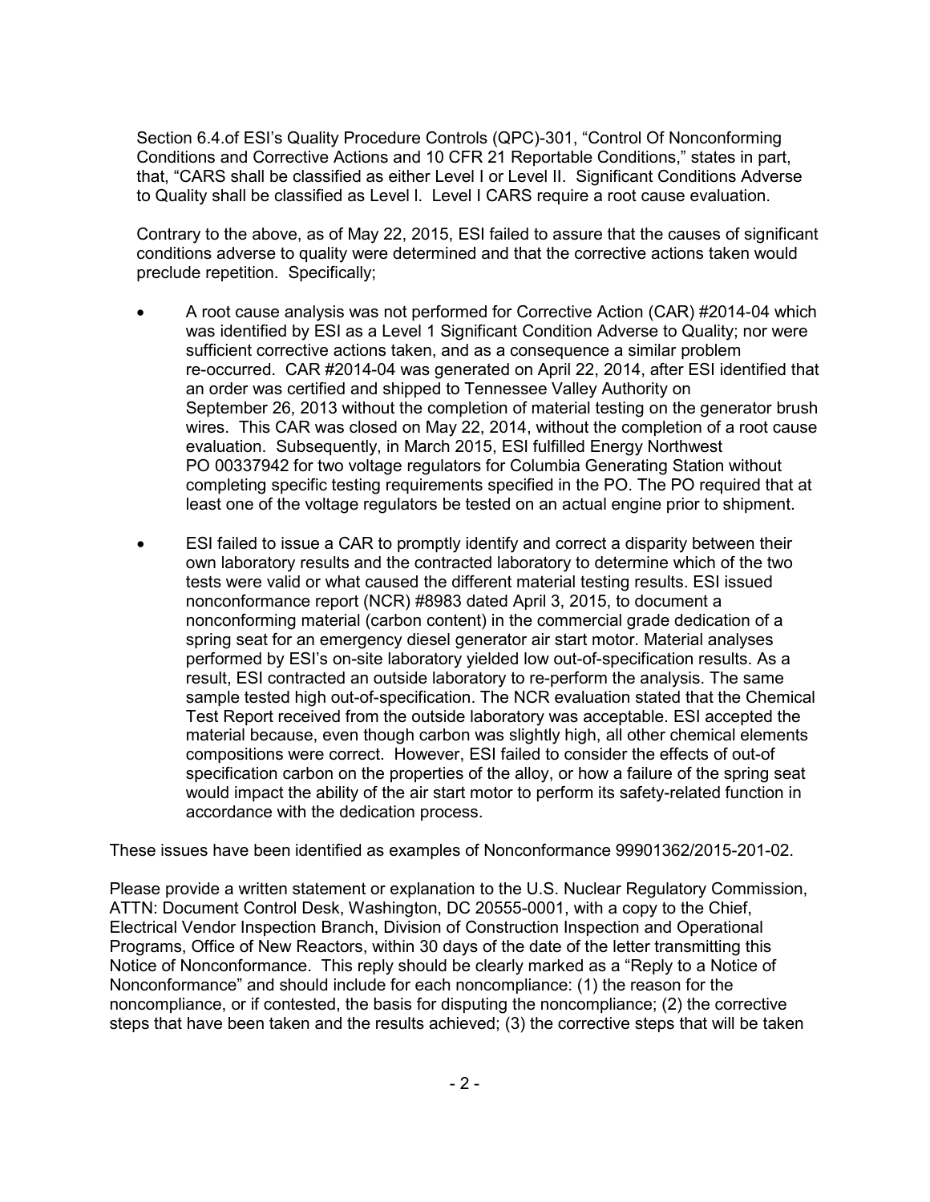Section 6.4.of ESI's Quality Procedure Controls (QPC)-301, "Control Of Nonconforming Conditions and Corrective Actions and 10 CFR 21 Reportable Conditions," states in part, that, "CARS shall be classified as either Level I or Level II. Significant Conditions Adverse to Quality shall be classified as Level I. Level I CARS require a root cause evaluation.

Contrary to the above, as of May 22, 2015, ESI failed to assure that the causes of significant conditions adverse to quality were determined and that the corrective actions taken would preclude repetition. Specifically;

- A root cause analysis was not performed for Corrective Action (CAR) #2014-04 which was identified by ESI as a Level 1 Significant Condition Adverse to Quality; nor were sufficient corrective actions taken, and as a consequence a similar problem re-occurred. CAR #2014-04 was generated on April 22, 2014, after ESI identified that an order was certified and shipped to Tennessee Valley Authority on September 26, 2013 without the completion of material testing on the generator brush wires. This CAR was closed on May 22, 2014, without the completion of a root cause evaluation. Subsequently, in March 2015, ESI fulfilled Energy Northwest PO 00337942 for two voltage regulators for Columbia Generating Station without completing specific testing requirements specified in the PO. The PO required that at least one of the voltage regulators be tested on an actual engine prior to shipment.

- ESI failed to issue a CAR to promptly identify and correct a disparity between their own laboratory results and the contracted laboratory to determine which of the two tests were valid or what caused the different material testing results. ESI issued nonconformance report (NCR) #8983 dated April 3, 2015, to document a nonconforming material (carbon content) in the commercial grade dedication of a spring seat for an emergency diesel generator air start motor. Material analyses performed by ESI's on-site laboratory yielded low out-of-specification results. As a result, ESI contracted an outside laboratory to re-perform the analysis. The same sample tested high out-of-specification. The NCR evaluation stated that the Chemical Test Report received from the outside laboratory was acceptable. ESI accepted the material because, even though carbon was slightly high, all other chemical elements compositions were correct. However, ESI failed to consider the effects of out-of specification carbon on the properties of the alloy, or how a failure of the spring seat would impact the ability of the air start motor to perform its safety-related function in accordance with the dedication process.

These issues have been identified as examples of Nonconformance 99901362/2015-201-02.

Please provide a written statement or explanation to the U.S. Nuclear Regulatory Commission, ATTN: Document Control Desk, Washington, DC 20555-0001, with a copy to the Chief, Electrical Vendor Inspection Branch, Division of Construction Inspection and Operational Programs, Office of New Reactors, within 30 days of the date of the letter transmitting this Notice of Nonconformance. This reply should be clearly marked as a "Reply to a Notice of Nonconformance" and should include for each noncompliance: (1) the reason for the noncompliance, or if contested, the basis for disputing the noncompliance; (2) the corrective steps that have been taken and the results achieved; (3) the corrective steps that will be taken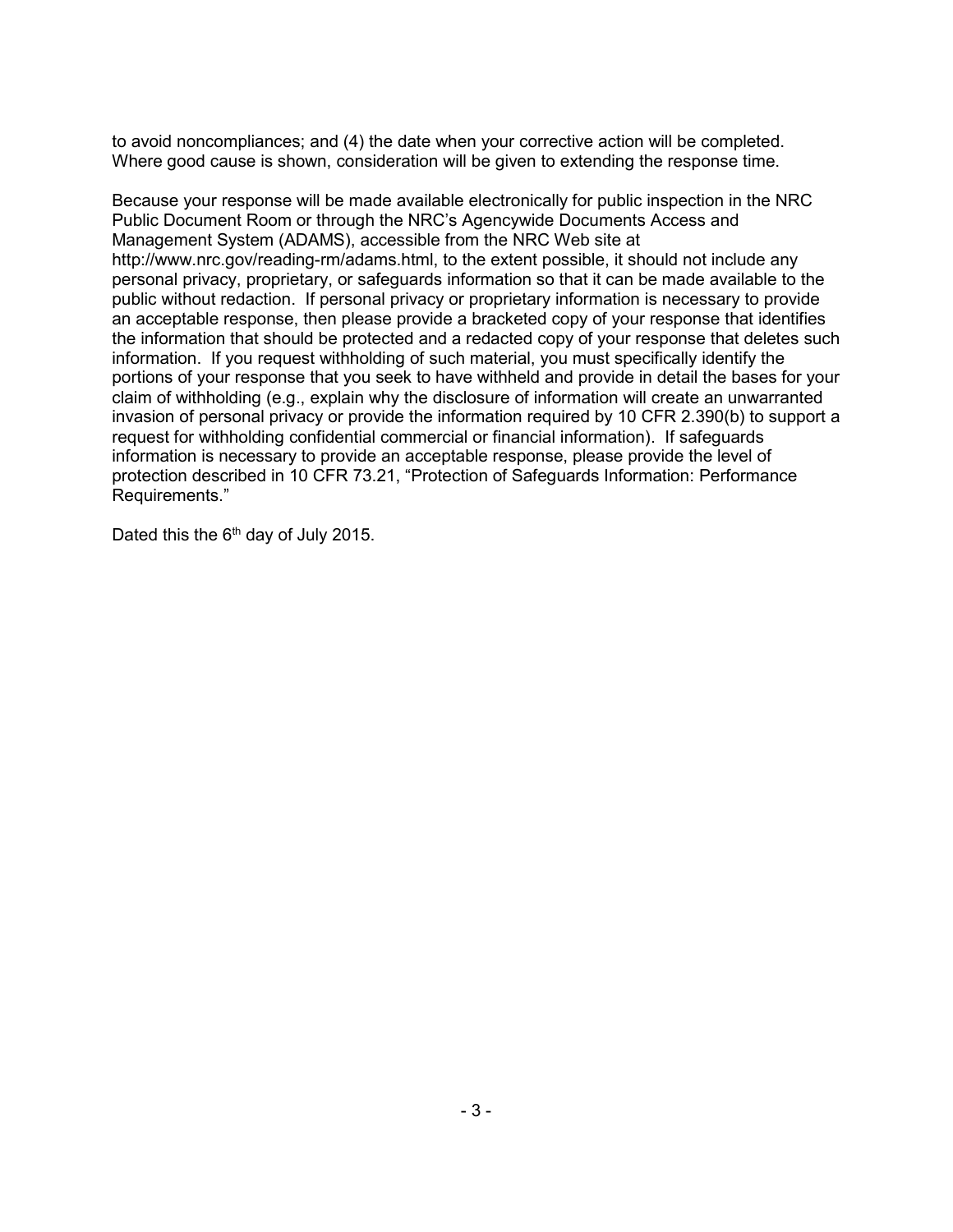to avoid noncompliances; and (4) the date when your corrective action will be completed. Where good cause is shown, consideration will be given to extending the response time.

Because your response will be made available electronically for public inspection in the NRC Public Document Room or through the NRC's Agencywide Documents Access and Management System (ADAMS), accessible from the NRC Web site at http://www.nrc.gov/reading-rm/adams.html, to the extent possible, it should not include any personal privacy, proprietary, or safeguards information so that it can be made available to the public without redaction. If personal privacy or proprietary information is necessary to provide an acceptable response, then please provide a bracketed copy of your response that identifies the information that should be protected and a redacted copy of your response that deletes such information. If you request withholding of such material, you must specifically identify the portions of your response that you seek to have withheld and provide in detail the bases for your claim of withholding (e.g., explain why the disclosure of information will create an unwarranted invasion of personal privacy or provide the information required by 10 CFR 2.390(b) to support a request for withholding confidential commercial or financial information). If safeguards information is necessary to provide an acceptable response, please provide the level of protection described in 10 CFR 73.21, "Protection of Safeguards Information: Performance Requirements."

Dated this the 6th day of July 2015.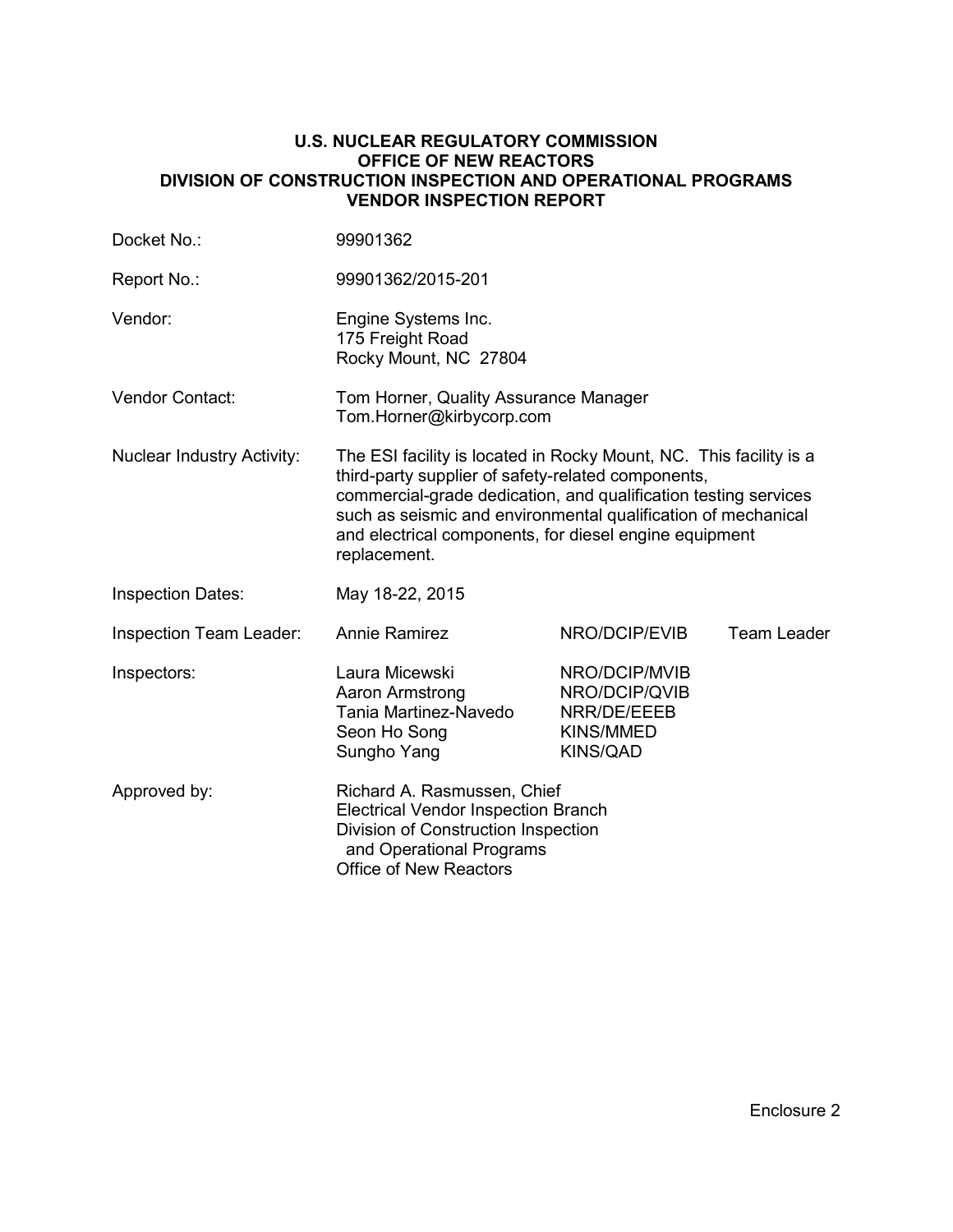**U.S. NUCLEAR REGULATORY COMMISSION**
**OFFICE OF NEW REACTORS**
**DIVISION OF CONSTRUCTION INSPECTION AND OPERATIONAL PROGRAMS**
**VENDOR INSPECTION REPORT**

| | | | |
|---|---|---|---|
| Docket No.: | 99901362 | | |
| Report No.: | 99901362/2015-201 | | |
| Vendor: | Engine Systems Inc.<br>175 Freight Road<br>Rocky Mount, NC 27804 | | |
| Vendor Contact: | Tom Horner, Quality Assurance Manager<br>Tom.Horner@kirbycorp.com | | |
| Nuclear Industry Activity: | The ESI facility is located in Rocky Mount, NC. This facility is a third-party supplier of safety-related components, commercial-grade dedication, and qualification testing services such as seismic and environmental qualification of mechanical and electrical components, for diesel engine equipment replacement. | | |
| Inspection Dates: | May 18-22, 2015 | | |
| Inspection Team Leader: | Annie Ramirez | NRO/DCIP/EVIB | Team Leader |
| Inspectors: | Laura Micewski<br>Aaron Armstrong<br>Tania Martinez-Navedo<br>Seon Ho Song<br>Sungho Yang | NRO/DCIP/MVIB<br>NRO/DCIP/QVIB<br>NRR/DE/EEEB<br>KINS/MMED<br>KINS/QAD | |
| Approved by: | Richard A. Rasmussen, Chief<br>Electrical Vendor Inspection Branch<br>Division of Construction Inspection<br>and Operational Programs<br>Office of New Reactors | | |

Enclosure 2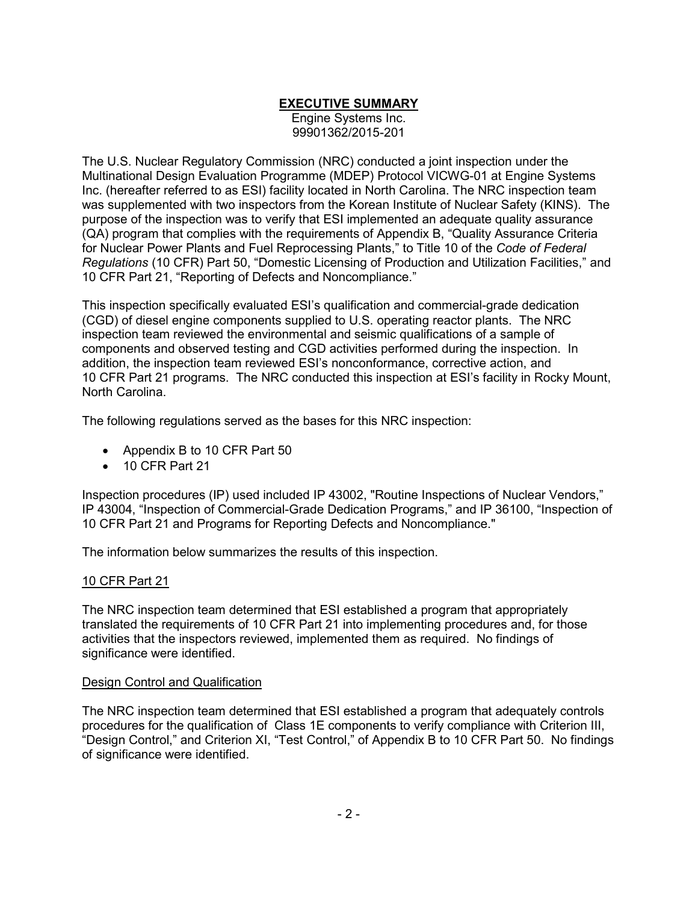## EXECUTIVE SUMMARY

Engine Systems Inc.
99901362/2015-201

The U.S. Nuclear Regulatory Commission (NRC) conducted a joint inspection under the Multinational Design Evaluation Programme (MDEP) Protocol VICWG-01 at Engine Systems Inc. (hereafter referred to as ESI) facility located in North Carolina. The NRC inspection team was supplemented with two inspectors from the Korean Institute of Nuclear Safety (KINS). The purpose of the inspection was to verify that ESI implemented an adequate quality assurance (QA) program that complies with the requirements of Appendix B, "Quality Assurance Criteria for Nuclear Power Plants and Fuel Reprocessing Plants," to Title 10 of the *Code of Federal Regulations* (10 CFR) Part 50, "Domestic Licensing of Production and Utilization Facilities," and 10 CFR Part 21, "Reporting of Defects and Noncompliance."

This inspection specifically evaluated ESI's qualification and commercial-grade dedication (CGD) of diesel engine components supplied to U.S. operating reactor plants. The NRC inspection team reviewed the environmental and seismic qualifications of a sample of components and observed testing and CGD activities performed during the inspection. In addition, the inspection team reviewed ESI's nonconformance, corrective action, and 10 CFR Part 21 programs. The NRC conducted this inspection at ESI's facility in Rocky Mount, North Carolina.

The following regulations served as the bases for this NRC inspection:

- Appendix B to 10 CFR Part 50
- 10 CFR Part 21

Inspection procedures (IP) used included IP 43002, "Routine Inspections of Nuclear Vendors," IP 43004, "Inspection of Commercial-Grade Dedication Programs," and IP 36100, "Inspection of 10 CFR Part 21 and Programs for Reporting Defects and Noncompliance."

The information below summarizes the results of this inspection.

### 10 CFR Part 21

The NRC inspection team determined that ESI established a program that appropriately translated the requirements of 10 CFR Part 21 into implementing procedures and, for those activities that the inspectors reviewed, implemented them as required. No findings of significance were identified.

### Design Control and Qualification

The NRC inspection team determined that ESI established a program that adequately controls procedures for the qualification of Class 1E components to verify compliance with Criterion III, "Design Control," and Criterion XI, "Test Control," of Appendix B to 10 CFR Part 50. No findings of significance were identified.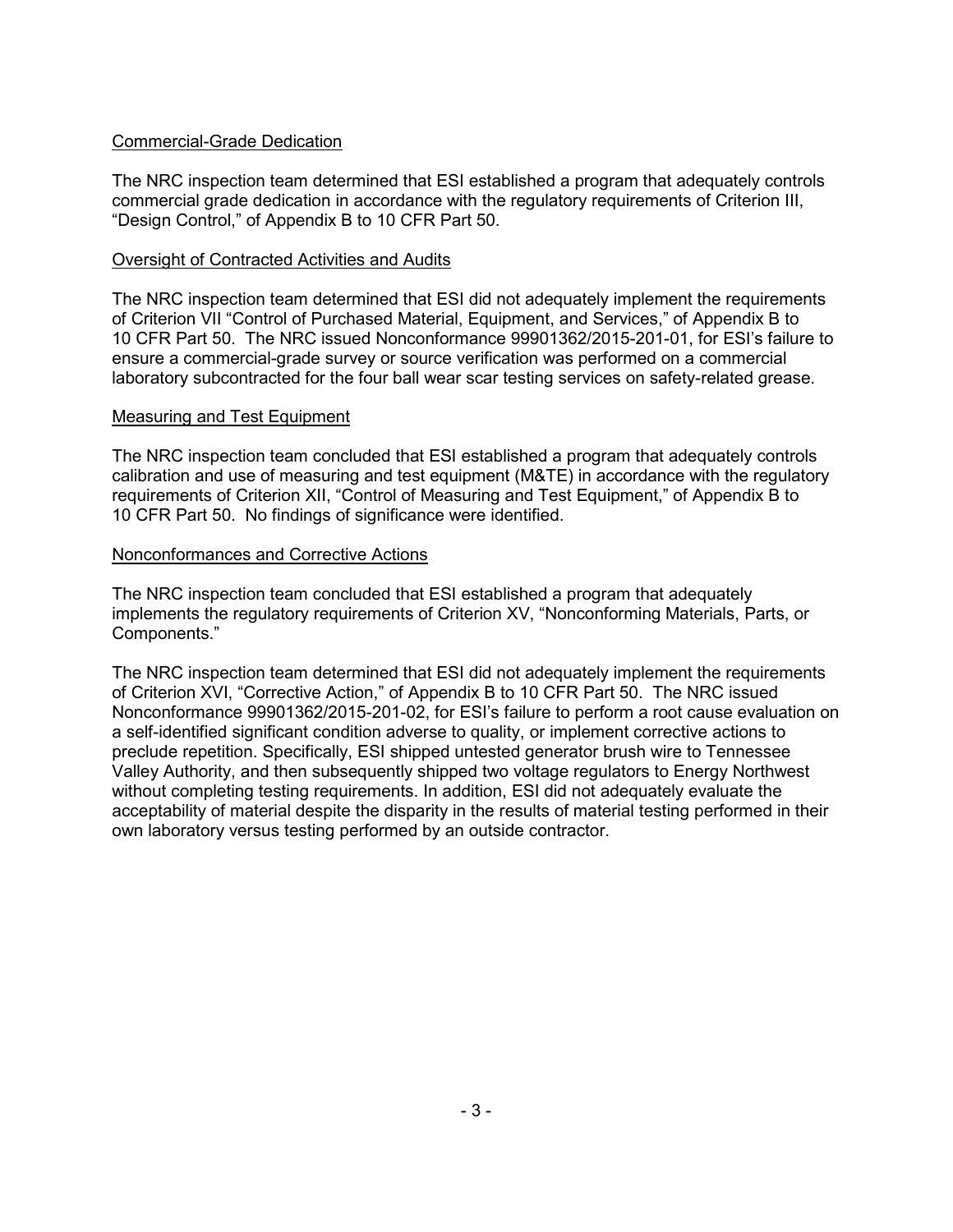## Commercial-Grade Dedication

The NRC inspection team determined that ESI established a program that adequately controls commercial grade dedication in accordance with the regulatory requirements of Criterion III, "Design Control," of Appendix B to 10 CFR Part 50.

## Oversight of Contracted Activities and Audits

The NRC inspection team determined that ESI did not adequately implement the requirements of Criterion VII "Control of Purchased Material, Equipment, and Services," of Appendix B to 10 CFR Part 50. The NRC issued Nonconformance 99901362/2015-201-01, for ESI's failure to ensure a commercial-grade survey or source verification was performed on a commercial laboratory subcontracted for the four ball wear scar testing services on safety-related grease.

## Measuring and Test Equipment

The NRC inspection team concluded that ESI established a program that adequately controls calibration and use of measuring and test equipment (M&TE) in accordance with the regulatory requirements of Criterion XII, "Control of Measuring and Test Equipment," of Appendix B to 10 CFR Part 50. No findings of significance were identified.

## Nonconformances and Corrective Actions

The NRC inspection team concluded that ESI established a program that adequately implements the regulatory requirements of Criterion XV, "Nonconforming Materials, Parts, or Components."

The NRC inspection team determined that ESI did not adequately implement the requirements of Criterion XVI, "Corrective Action," of Appendix B to 10 CFR Part 50. The NRC issued Nonconformance 99901362/2015-201-02, for ESI's failure to perform a root cause evaluation on a self-identified significant condition adverse to quality, or implement corrective actions to preclude repetition. Specifically, ESI shipped untested generator brush wire to Tennessee Valley Authority, and then subsequently shipped two voltage regulators to Energy Northwest without completing testing requirements. In addition, ESI did not adequately evaluate the acceptability of material despite the disparity in the results of material testing performed in their own laboratory versus testing performed by an outside contractor.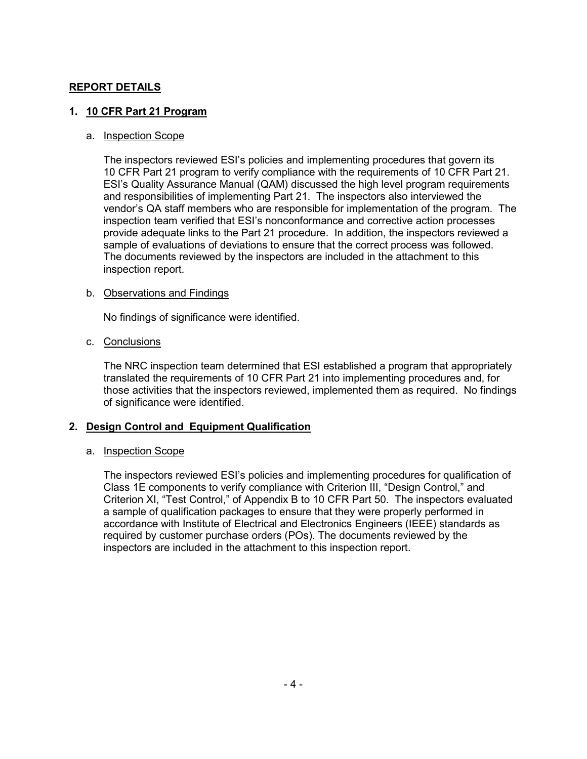## REPORT DETAILS

### 1. 10 CFR Part 21 Program

a. Inspection Scope

The inspectors reviewed ESI's policies and implementing procedures that govern its 10 CFR Part 21 program to verify compliance with the requirements of 10 CFR Part 21. ESI's Quality Assurance Manual (QAM) discussed the high level program requirements and responsibilities of implementing Part 21. The inspectors also interviewed the vendor's QA staff members who are responsible for implementation of the program. The inspection team verified that ESI's nonconformance and corrective action processes provide adequate links to the Part 21 procedure. In addition, the inspectors reviewed a sample of evaluations of deviations to ensure that the correct process was followed. The documents reviewed by the inspectors are included in the attachment to this inspection report.

b. Observations and Findings

No findings of significance were identified.

c. Conclusions

The NRC inspection team determined that ESI established a program that appropriately translated the requirements of 10 CFR Part 21 into implementing procedures and, for those activities that the inspectors reviewed, implemented them as required. No findings of significance were identified.

### 2. Design Control and Equipment Qualification

a. Inspection Scope

The inspectors reviewed ESI's policies and implementing procedures for qualification of Class 1E components to verify compliance with Criterion III, "Design Control," and Criterion XI, "Test Control," of Appendix B to 10 CFR Part 50. The inspectors evaluated a sample of qualification packages to ensure that they were properly performed in accordance with Institute of Electrical and Electronics Engineers (IEEE) standards as required by customer purchase orders (POs). The documents reviewed by the inspectors are included in the attachment to this inspection report.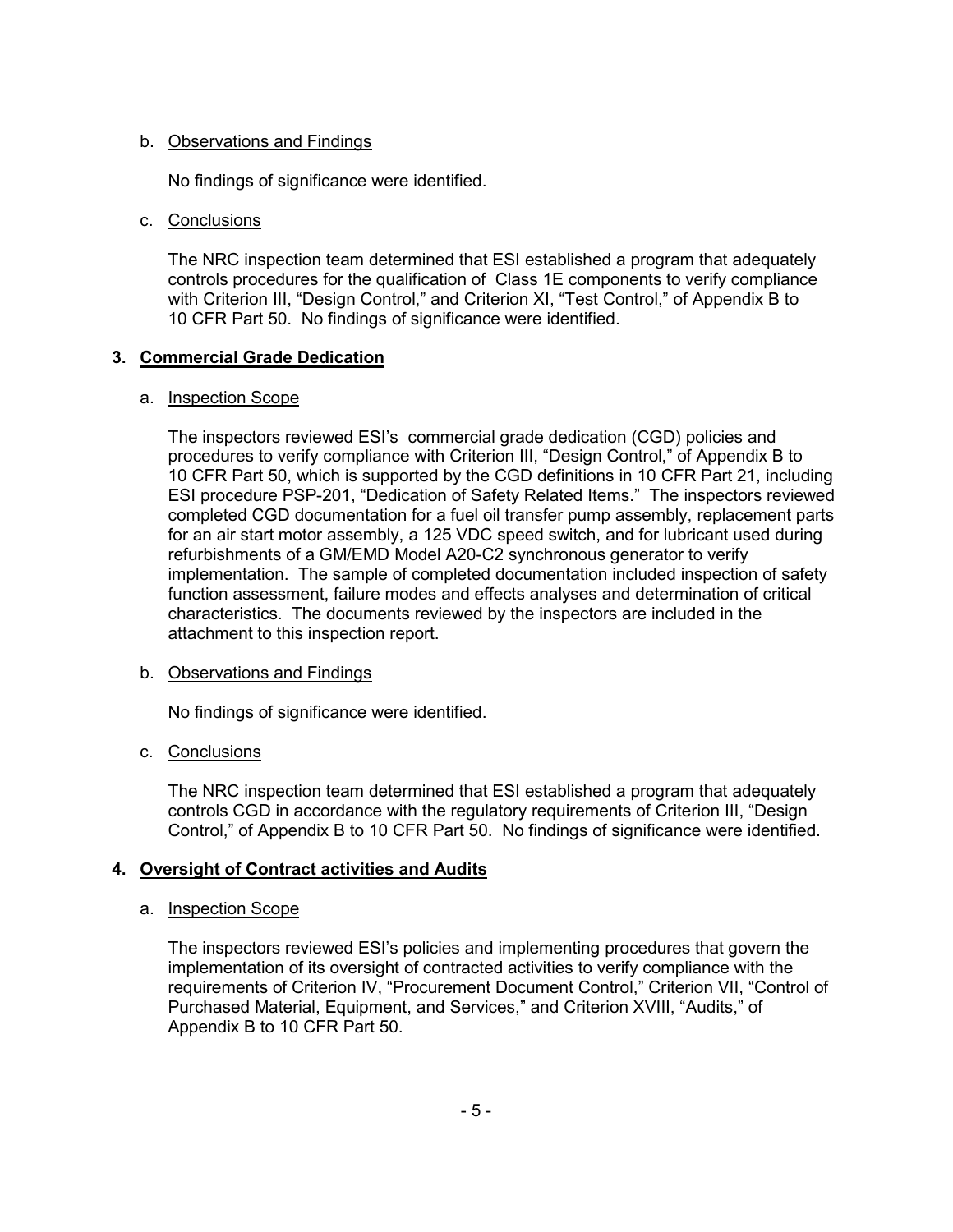b. Observations and Findings

No findings of significance were identified.

c. Conclusions

The NRC inspection team determined that ESI established a program that adequately controls procedures for the qualification of Class 1E components to verify compliance with Criterion III, "Design Control," and Criterion XI, "Test Control," of Appendix B to 10 CFR Part 50. No findings of significance were identified.

## 3. Commercial Grade Dedication

a. Inspection Scope

The inspectors reviewed ESI's commercial grade dedication (CGD) policies and procedures to verify compliance with Criterion III, "Design Control," of Appendix B to 10 CFR Part 50, which is supported by the CGD definitions in 10 CFR Part 21, including ESI procedure PSP-201, "Dedication of Safety Related Items." The inspectors reviewed completed CGD documentation for a fuel oil transfer pump assembly, replacement parts for an air start motor assembly, a 125 VDC speed switch, and for lubricant used during refurbishments of a GM/EMD Model A20-C2 synchronous generator to verify implementation. The sample of completed documentation included inspection of safety function assessment, failure modes and effects analyses and determination of critical characteristics. The documents reviewed by the inspectors are included in the attachment to this inspection report.

b. Observations and Findings

No findings of significance were identified.

c. Conclusions

The NRC inspection team determined that ESI established a program that adequately controls CGD in accordance with the regulatory requirements of Criterion III, "Design Control," of Appendix B to 10 CFR Part 50. No findings of significance were identified.

## 4. Oversight of Contract activities and Audits

a. Inspection Scope

The inspectors reviewed ESI's policies and implementing procedures that govern the implementation of its oversight of contracted activities to verify compliance with the requirements of Criterion IV, "Procurement Document Control," Criterion VII, "Control of Purchased Material, Equipment, and Services," and Criterion XVIII, "Audits," of Appendix B to 10 CFR Part 50.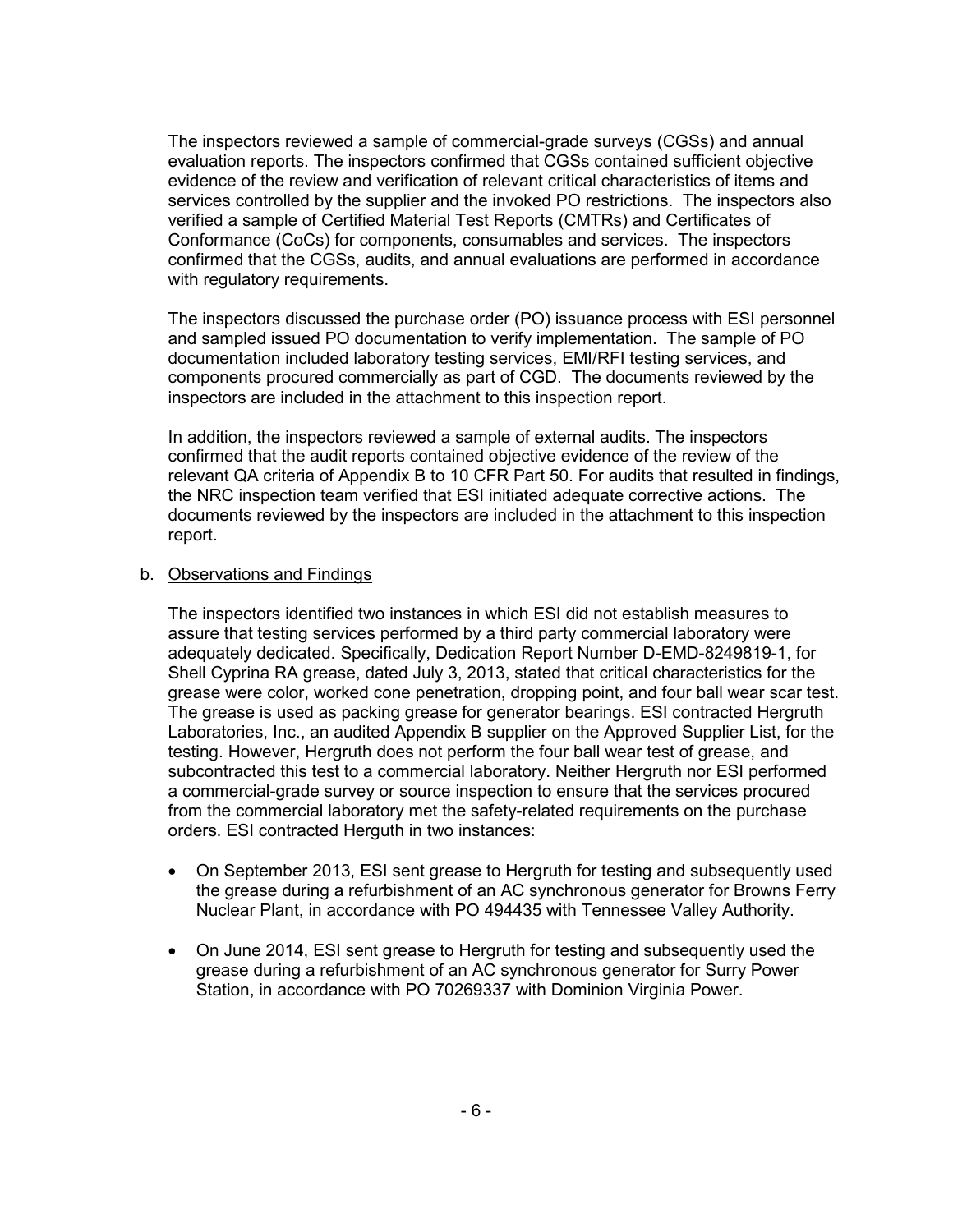The inspectors reviewed a sample of commercial-grade surveys (CGSs) and annual evaluation reports. The inspectors confirmed that CGSs contained sufficient objective evidence of the review and verification of relevant critical characteristics of items and services controlled by the supplier and the invoked PO restrictions. The inspectors also verified a sample of Certified Material Test Reports (CMTRs) and Certificates of Conformance (CoCs) for components, consumables and services. The inspectors confirmed that the CGSs, audits, and annual evaluations are performed in accordance with regulatory requirements.

The inspectors discussed the purchase order (PO) issuance process with ESI personnel and sampled issued PO documentation to verify implementation. The sample of PO documentation included laboratory testing services, EMI/RFI testing services, and components procured commercially as part of CGD. The documents reviewed by the inspectors are included in the attachment to this inspection report.

In addition, the inspectors reviewed a sample of external audits. The inspectors confirmed that the audit reports contained objective evidence of the review of the relevant QA criteria of Appendix B to 10 CFR Part 50. For audits that resulted in findings, the NRC inspection team verified that ESI initiated adequate corrective actions. The documents reviewed by the inspectors are included in the attachment to this inspection report.

b. Observations and Findings

The inspectors identified two instances in which ESI did not establish measures to assure that testing services performed by a third party commercial laboratory were adequately dedicated. Specifically, Dedication Report Number D-EMD-8249819-1, for Shell Cyprina RA grease, dated July 3, 2013, stated that critical characteristics for the grease were color, worked cone penetration, dropping point, and four ball wear scar test. The grease is used as packing grease for generator bearings. ESI contracted Hergruth Laboratories, Inc., an audited Appendix B supplier on the Approved Supplier List, for the testing. However, Hergruth does not perform the four ball wear test of grease, and subcontracted this test to a commercial laboratory. Neither Hergruth nor ESI performed a commercial-grade survey or source inspection to ensure that the services procured from the commercial laboratory met the safety-related requirements on the purchase orders. ESI contracted Herguth in two instances:

- On September 2013, ESI sent grease to Hergruth for testing and subsequently used the grease during a refurbishment of an AC synchronous generator for Browns Ferry Nuclear Plant, in accordance with PO 494435 with Tennessee Valley Authority.
- On June 2014, ESI sent grease to Hergruth for testing and subsequently used the grease during a refurbishment of an AC synchronous generator for Surry Power Station, in accordance with PO 70269337 with Dominion Virginia Power.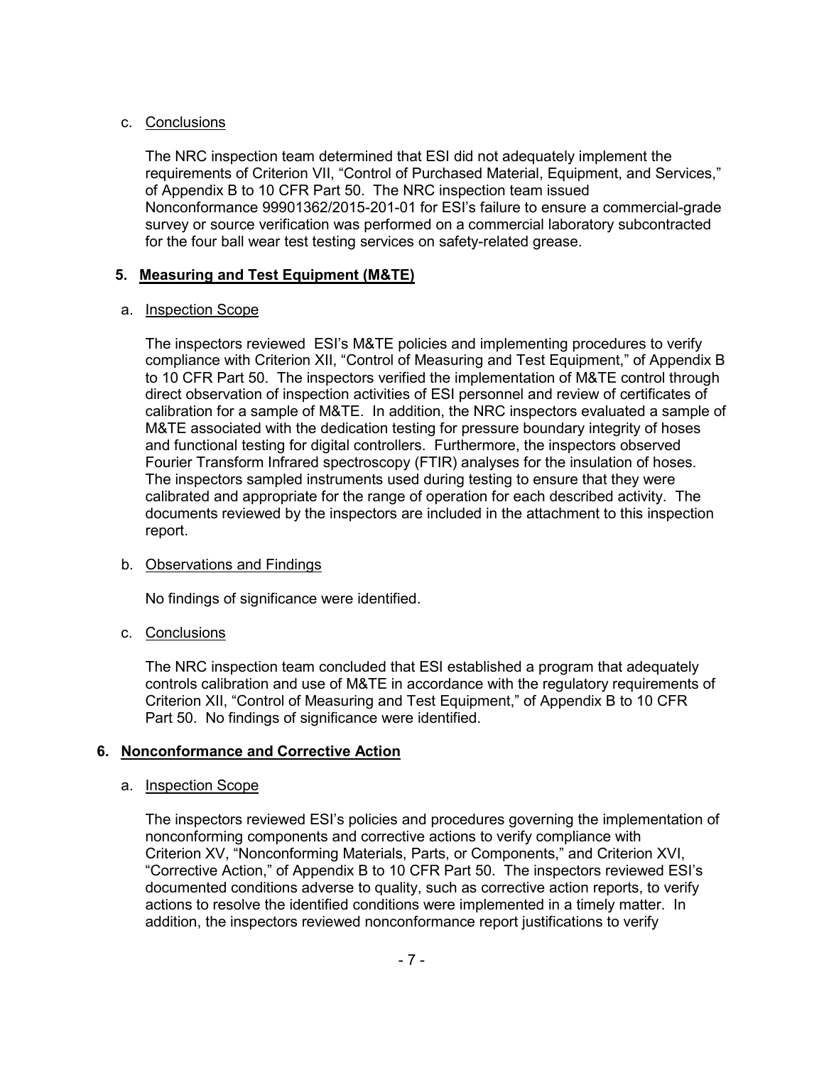c. Conclusions

The NRC inspection team determined that ESI did not adequately implement the requirements of Criterion VII, "Control of Purchased Material, Equipment, and Services," of Appendix B to 10 CFR Part 50. The NRC inspection team issued Nonconformance 99901362/2015-201-01 for ESI's failure to ensure a commercial-grade survey or source verification was performed on a commercial laboratory subcontracted for the four ball wear test testing services on safety-related grease.

## 5. Measuring and Test Equipment (M&TE)

a. Inspection Scope

The inspectors reviewed ESI's M&TE policies and implementing procedures to verify compliance with Criterion XII, "Control of Measuring and Test Equipment," of Appendix B to 10 CFR Part 50. The inspectors verified the implementation of M&TE control through direct observation of inspection activities of ESI personnel and review of certificates of calibration for a sample of M&TE. In addition, the NRC inspectors evaluated a sample of M&TE associated with the dedication testing for pressure boundary integrity of hoses and functional testing for digital controllers. Furthermore, the inspectors observed Fourier Transform Infrared spectroscopy (FTIR) analyses for the insulation of hoses. The inspectors sampled instruments used during testing to ensure that they were calibrated and appropriate for the range of operation for each described activity. The documents reviewed by the inspectors are included in the attachment to this inspection report.

b. Observations and Findings

No findings of significance were identified.

c. Conclusions

The NRC inspection team concluded that ESI established a program that adequately controls calibration and use of M&TE in accordance with the regulatory requirements of Criterion XII, "Control of Measuring and Test Equipment," of Appendix B to 10 CFR Part 50. No findings of significance were identified.

## 6. Nonconformance and Corrective Action

a. Inspection Scope

The inspectors reviewed ESI's policies and procedures governing the implementation of nonconforming components and corrective actions to verify compliance with Criterion XV, "Nonconforming Materials, Parts, or Components," and Criterion XVI, "Corrective Action," of Appendix B to 10 CFR Part 50. The inspectors reviewed ESI's documented conditions adverse to quality, such as corrective action reports, to verify actions to resolve the identified conditions were implemented in a timely matter. In addition, the inspectors reviewed nonconformance report justifications to verify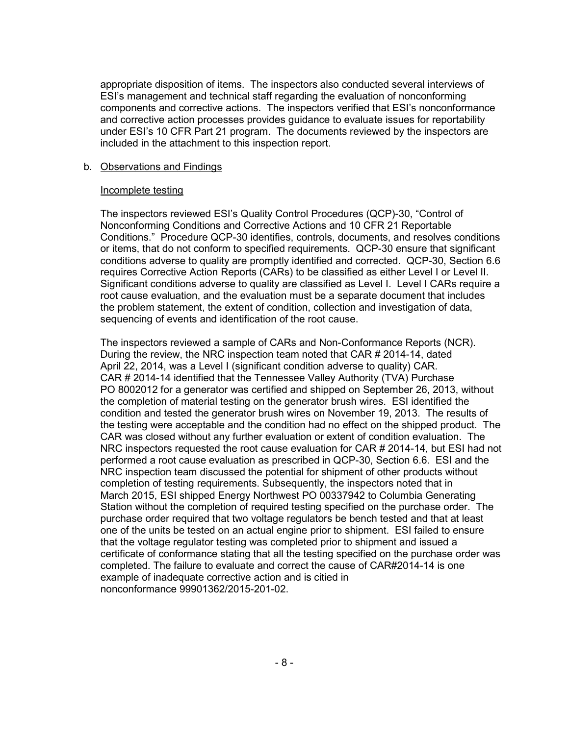appropriate disposition of items. The inspectors also conducted several interviews of ESI's management and technical staff regarding the evaluation of nonconforming components and corrective actions. The inspectors verified that ESI's nonconformance and corrective action processes provides guidance to evaluate issues for reportability under ESI's 10 CFR Part 21 program. The documents reviewed by the inspectors are included in the attachment to this inspection report.

b. Observations and Findings

Incomplete testing

The inspectors reviewed ESI's Quality Control Procedures (QCP)-30, "Control of Nonconforming Conditions and Corrective Actions and 10 CFR 21 Reportable Conditions." Procedure QCP-30 identifies, controls, documents, and resolves conditions or items, that do not conform to specified requirements. QCP-30 ensure that significant conditions adverse to quality are promptly identified and corrected. QCP-30, Section 6.6 requires Corrective Action Reports (CARs) to be classified as either Level I or Level II. Significant conditions adverse to quality are classified as Level I. Level I CARs require a root cause evaluation, and the evaluation must be a separate document that includes the problem statement, the extent of condition, collection and investigation of data, sequencing of events and identification of the root cause.

The inspectors reviewed a sample of CARs and Non-Conformance Reports (NCR). During the review, the NRC inspection team noted that CAR # 2014-14, dated April 22, 2014, was a Level I (significant condition adverse to quality) CAR. CAR # 2014-14 identified that the Tennessee Valley Authority (TVA) Purchase PO 8002012 for a generator was certified and shipped on September 26, 2013, without the completion of material testing on the generator brush wires. ESI identified the condition and tested the generator brush wires on November 19, 2013. The results of the testing were acceptable and the condition had no effect on the shipped product. The CAR was closed without any further evaluation or extent of condition evaluation. The NRC inspectors requested the root cause evaluation for CAR # 2014-14, but ESI had not performed a root cause evaluation as prescribed in QCP-30, Section 6.6. ESI and the NRC inspection team discussed the potential for shipment of other products without completion of testing requirements. Subsequently, the inspectors noted that in March 2015, ESI shipped Energy Northwest PO 00337942 to Columbia Generating Station without the completion of required testing specified on the purchase order. The purchase order required that two voltage regulators be bench tested and that at least one of the units be tested on an actual engine prior to shipment. ESI failed to ensure that the voltage regulator testing was completed prior to shipment and issued a certificate of conformance stating that all the testing specified on the purchase order was completed. The failure to evaluate and correct the cause of CAR#2014-14 is one example of inadequate corrective action and is citied in nonconformance 99901362/2015-201-02.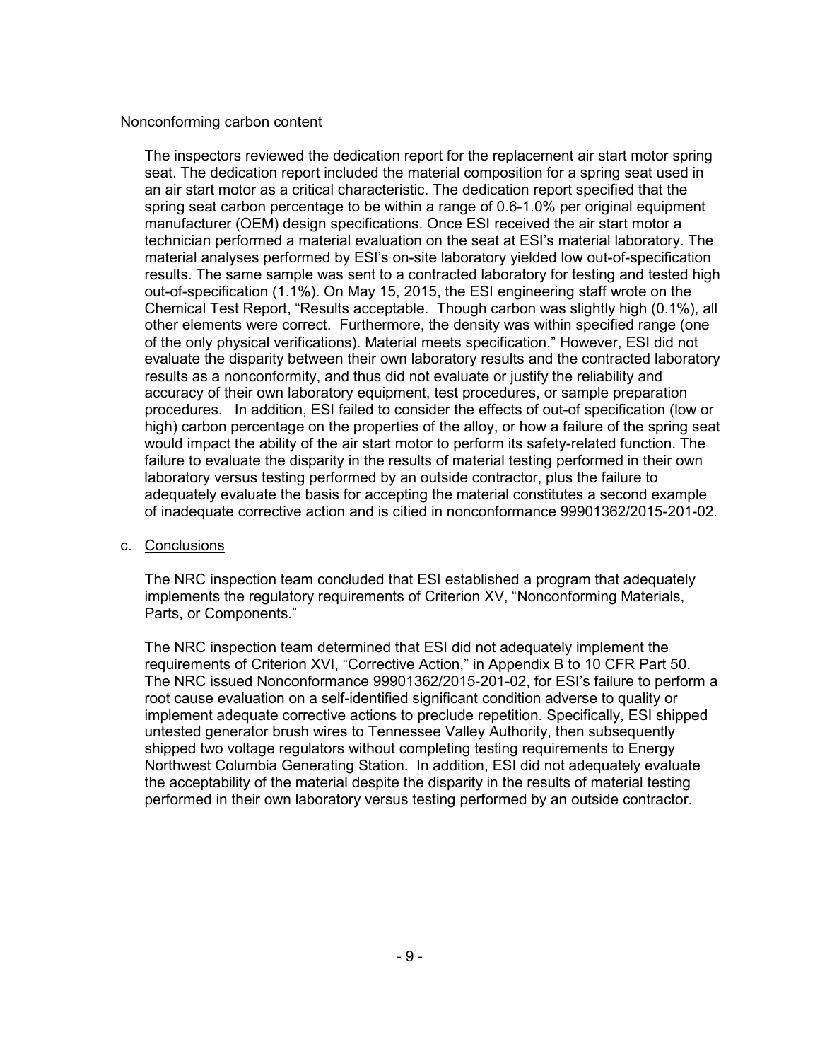Nonconforming carbon content

The inspectors reviewed the dedication report for the replacement air start motor spring seat. The dedication report included the material composition for a spring seat used in an air start motor as a critical characteristic. The dedication report specified that the spring seat carbon percentage to be within a range of 0.6-1.0% per original equipment manufacturer (OEM) design specifications. Once ESI received the air start motor a technician performed a material evaluation on the seat at ESI's material laboratory. The material analyses performed by ESI's on-site laboratory yielded low out-of-specification results. The same sample was sent to a contracted laboratory for testing and tested high out-of-specification (1.1%). On May 15, 2015, the ESI engineering staff wrote on the Chemical Test Report, "Results acceptable. Though carbon was slightly high (0.1%), all other elements were correct. Furthermore, the density was within specified range (one of the only physical verifications). Material meets specification." However, ESI did not evaluate the disparity between their own laboratory results and the contracted laboratory results as a nonconformity, and thus did not evaluate or justify the reliability and accuracy of their own laboratory equipment, test procedures, or sample preparation procedures. In addition, ESI failed to consider the effects of out-of specification (low or high) carbon percentage on the properties of the alloy, or how a failure of the spring seat would impact the ability of the air start motor to perform its safety-related function. The failure to evaluate the disparity in the results of material testing performed in their own laboratory versus testing performed by an outside contractor, plus the failure to adequately evaluate the basis for accepting the material constitutes a second example of inadequate corrective action and is citied in nonconformance 99901362/2015-201-02.

c. Conclusions

The NRC inspection team concluded that ESI established a program that adequately implements the regulatory requirements of Criterion XV, "Nonconforming Materials, Parts, or Components."

The NRC inspection team determined that ESI did not adequately implement the requirements of Criterion XVI, "Corrective Action," in Appendix B to 10 CFR Part 50. The NRC issued Nonconformance 99901362/2015-201-02, for ESI's failure to perform a root cause evaluation on a self-identified significant condition adverse to quality or implement adequate corrective actions to preclude repetition. Specifically, ESI shipped untested generator brush wires to Tennessee Valley Authority, then subsequently shipped two voltage regulators without completing testing requirements to Energy Northwest Columbia Generating Station. In addition, ESI did not adequately evaluate the acceptability of the material despite the disparity in the results of material testing performed in their own laboratory versus testing performed by an outside contractor.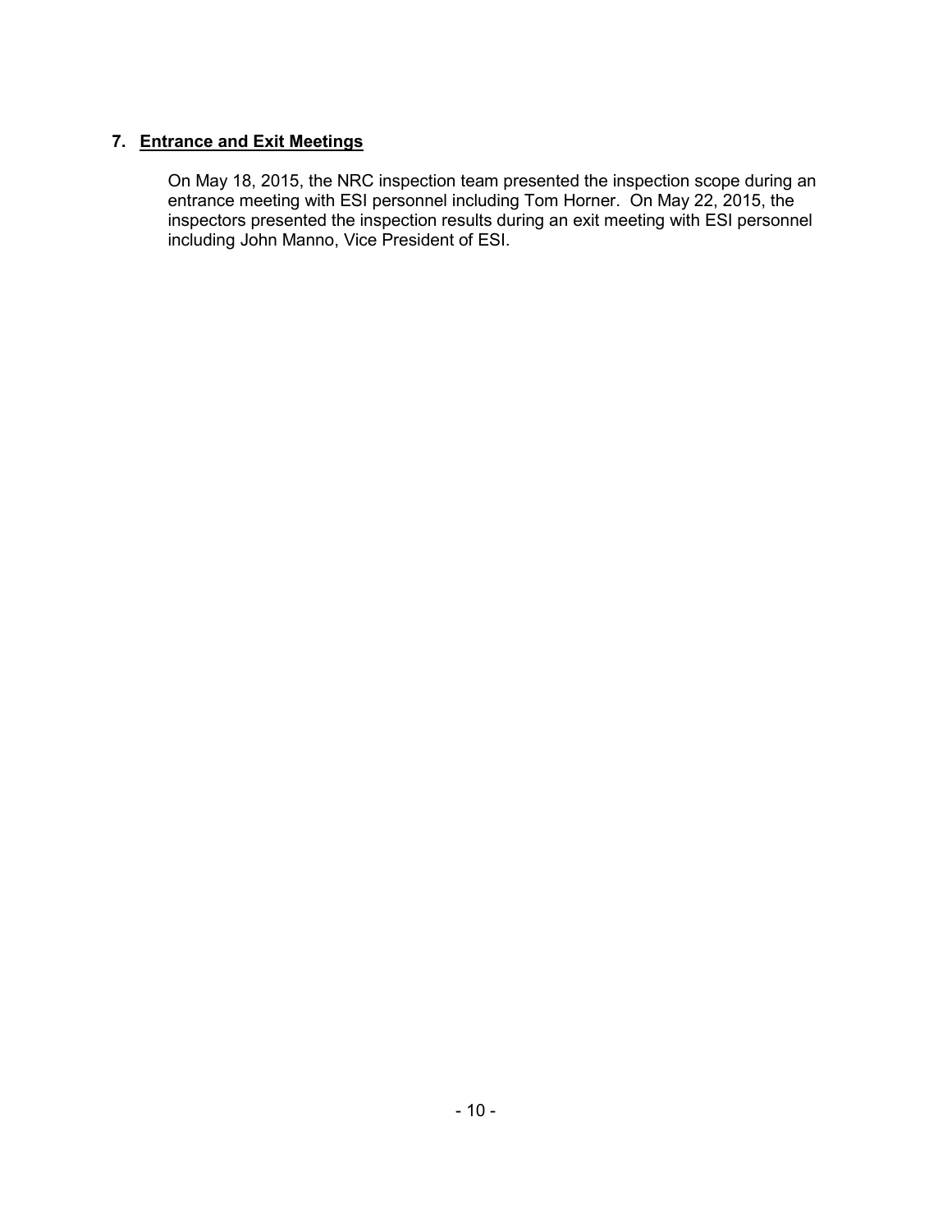## 7. Entrance and Exit Meetings

On May 18, 2015, the NRC inspection team presented the inspection scope during an entrance meeting with ESI personnel including Tom Horner. On May 22, 2015, the inspectors presented the inspection results during an exit meeting with ESI personnel including John Manno, Vice President of ESI.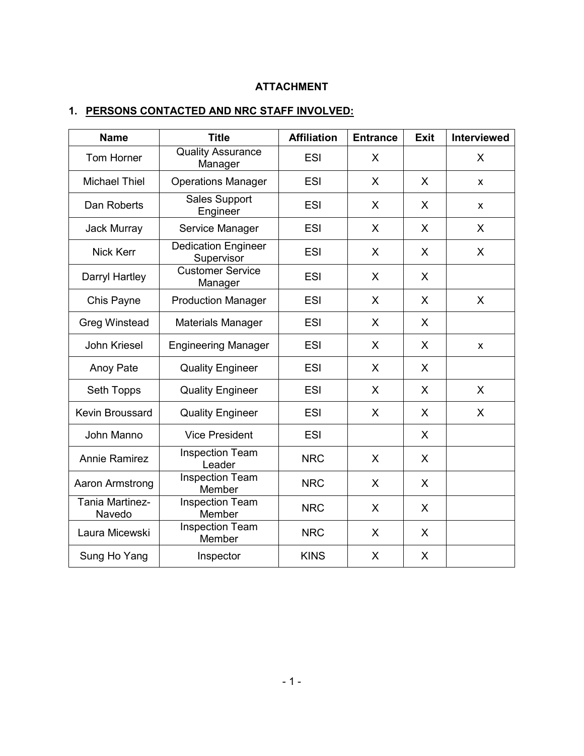## ATTACHMENT

### 1. PERSONS CONTACTED AND NRC STAFF INVOLVED:

| Name | Title | Affiliation | Entrance | Exit | Interviewed |
|---|---|---|---|---|---|
| Tom Horner | Quality Assurance Manager | ESI | X | | X |
| Michael Thiel | Operations Manager | ESI | X | X | x |
| Dan Roberts | Sales Support Engineer | ESI | X | X | x |
| Jack Murray | Service Manager | ESI | X | X | X |
| Nick Kerr | Dedication Engineer Supervisor | ESI | X | X | X |
| Darryl Hartley | Customer Service Manager | ESI | X | X | |
| Chis Payne | Production Manager | ESI | X | X | X |
| Greg Winstead | Materials Manager | ESI | X | X | |
| John Kriesel | Engineering Manager | ESI | X | X | x |
| Anoy Pate | Quality Engineer | ESI | X | X | |
| Seth Topps | Quality Engineer | ESI | X | X | X |
| Kevin Broussard | Quality Engineer | ESI | X | X | X |
| John Manno | Vice President | ESI | | X | |
| Annie Ramirez | Inspection Team Leader | NRC | X | X | |
| Aaron Armstrong | Inspection Team Member | NRC | X | X | |
| Tania Martinez-Navedo | Inspection Team Member | NRC | X | X | |
| Laura Micewski | Inspection Team Member | NRC | X | X | |
| Sung Ho Yang | Inspector | KINS | X | X | |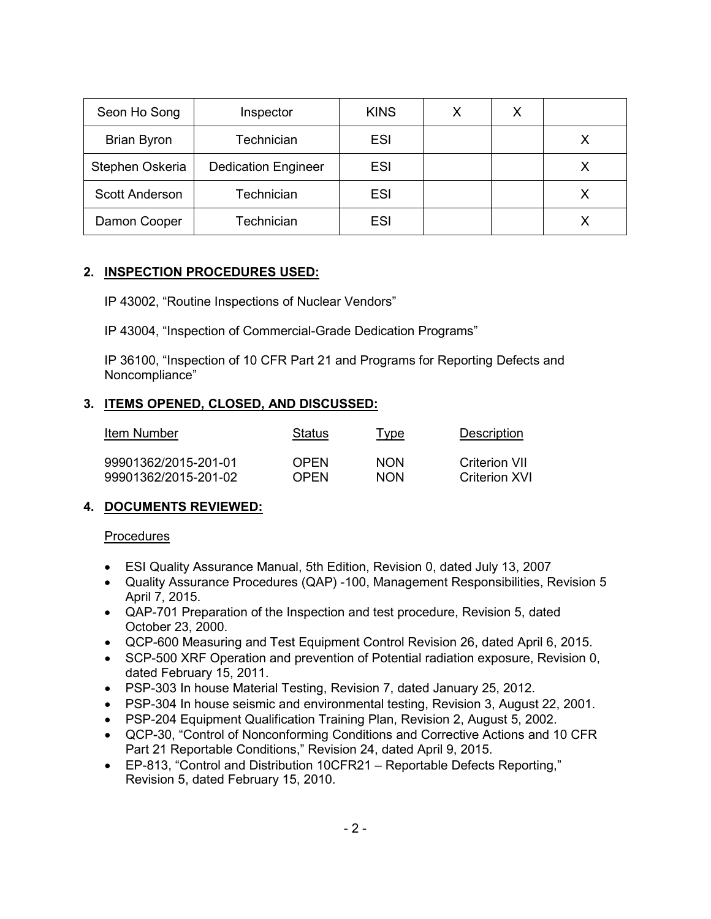| | | | | | |
|---|---|---|---|---|---|
| Seon Ho Song | Inspector | KINS | X | X | |
| Brian Byron | Technician | ESI | | | X |
| Stephen Oskeria | Dedication Engineer | ESI | | | X |
| Scott Anderson | Technician | ESI | | | X |
| Damon Cooper | Technician | ESI | | | X |

## 2. INSPECTION PROCEDURES USED:

IP 43002, "Routine Inspections of Nuclear Vendors"

IP 43004, "Inspection of Commercial-Grade Dedication Programs"

IP 36100, "Inspection of 10 CFR Part 21 and Programs for Reporting Defects and Noncompliance"

## 3. ITEMS OPENED, CLOSED, AND DISCUSSED:

| Item Number | Status | Type | Description |
|---|---|---|---|
| 99901362/2015-201-01 | OPEN | NON | Criterion VII |
| 99901362/2015-201-02 | OPEN | NON | Criterion XVI |

## 4. DOCUMENTS REVIEWED:

Procedures

- ESI Quality Assurance Manual, 5th Edition, Revision 0, dated July 13, 2007
- Quality Assurance Procedures (QAP) -100, Management Responsibilities, Revision 5 April 7, 2015.
- QAP-701 Preparation of the Inspection and test procedure, Revision 5, dated October 23, 2000.
- QCP-600 Measuring and Test Equipment Control Revision 26, dated April 6, 2015.
- SCP-500 XRF Operation and prevention of Potential radiation exposure, Revision 0, dated February 15, 2011.
- PSP-303 In house Material Testing, Revision 7, dated January 25, 2012.
- PSP-304 In house seismic and environmental testing, Revision 3, August 22, 2001.
- PSP-204 Equipment Qualification Training Plan, Revision 2, August 5, 2002.
- QCP-30, "Control of Nonconforming Conditions and Corrective Actions and 10 CFR Part 21 Reportable Conditions," Revision 24, dated April 9, 2015.
- EP-813, "Control and Distribution 10CFR21 – Reportable Defects Reporting," Revision 5, dated February 15, 2010.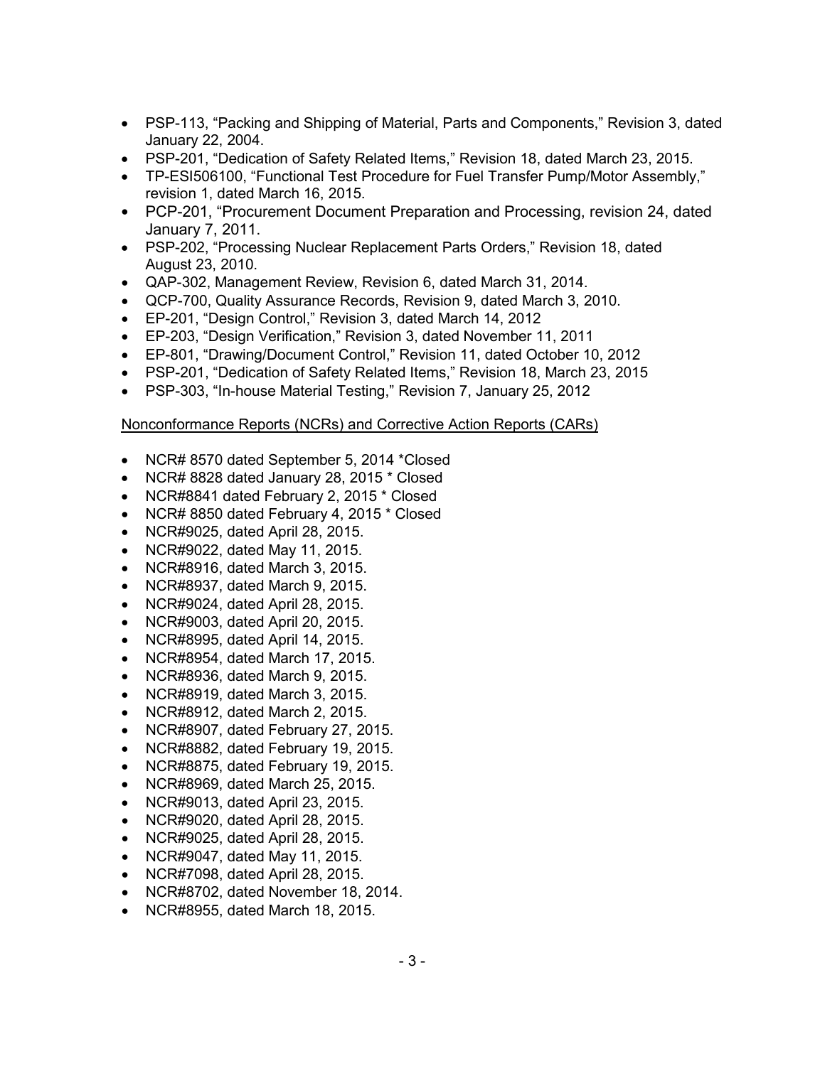- PSP-113, “Packing and Shipping of Material, Parts and Components,” Revision 3, dated January 22, 2004.
- PSP-201, “Dedication of Safety Related Items,” Revision 18, dated March 23, 2015.
- TP-ESI506100, “Functional Test Procedure for Fuel Transfer Pump/Motor Assembly,” revision 1, dated March 16, 2015.
- PCP-201, “Procurement Document Preparation and Processing, revision 24, dated January 7, 2011.
- PSP-202, “Processing Nuclear Replacement Parts Orders,” Revision 18, dated August 23, 2010.
- QAP-302, Management Review, Revision 6, dated March 31, 2014.
- QCP-700, Quality Assurance Records, Revision 9, dated March 3, 2010.
- EP-201, “Design Control,” Revision 3, dated March 14, 2012
- EP-203, “Design Verification,” Revision 3, dated November 11, 2011
- EP-801, “Drawing/Document Control,” Revision 11, dated October 10, 2012
- PSP-201, “Dedication of Safety Related Items,” Revision 18, March 23, 2015
- PSP-303, “In-house Material Testing,” Revision 7, January 25, 2012

Nonconformance Reports (NCRs) and Corrective Action Reports (CARs)

- NCR# 8570 dated September 5, 2014 *Closed
- NCR# 8828 dated January 28, 2015 * Closed
- NCR#8841 dated February 2, 2015 * Closed
- NCR# 8850 dated February 4, 2015 * Closed
- NCR#9025, dated April 28, 2015.
- NCR#9022, dated May 11, 2015.
- NCR#8916, dated March 3, 2015.
- NCR#8937, dated March 9, 2015.
- NCR#9024, dated April 28, 2015.
- NCR#9003, dated April 20, 2015.
- NCR#8995, dated April 14, 2015.
- NCR#8954, dated March 17, 2015.
- NCR#8936, dated March 9, 2015.
- NCR#8919, dated March 3, 2015.
- NCR#8912, dated March 2, 2015.
- NCR#8907, dated February 27, 2015.
- NCR#8882, dated February 19, 2015.
- NCR#8875, dated February 19, 2015.
- NCR#8969, dated March 25, 2015.
- NCR#9013, dated April 23, 2015.
- NCR#9020, dated April 28, 2015.
- NCR#9025, dated April 28, 2015.
- NCR#9047, dated May 11, 2015.
- NCR#7098, dated April 28, 2015.
- NCR#8702, dated November 18, 2014.
- NCR#8955, dated March 18, 2015.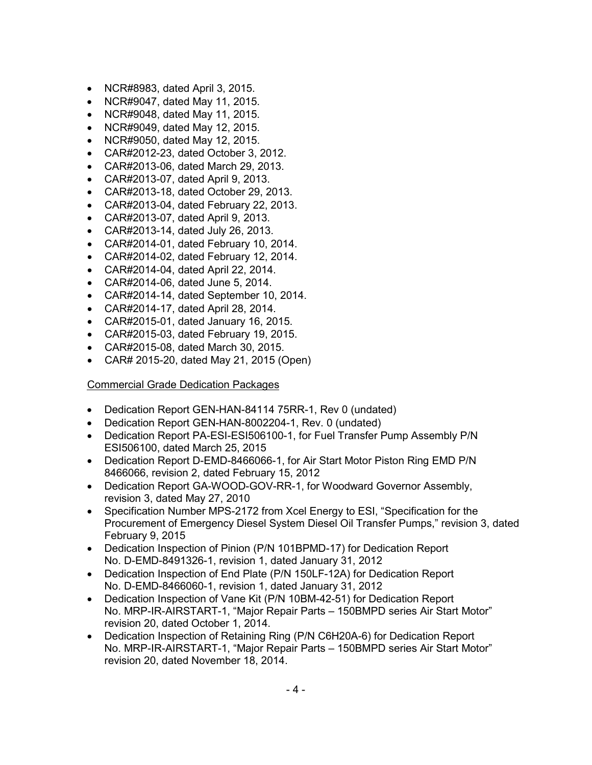- NCR#8983, dated April 3, 2015.
- NCR#9047, dated May 11, 2015.
- NCR#9048, dated May 11, 2015.
- NCR#9049, dated May 12, 2015.
- NCR#9050, dated May 12, 2015.
- CAR#2012-23, dated October 3, 2012.
- CAR#2013-06, dated March 29, 2013.
- CAR#2013-07, dated April 9, 2013.
- CAR#2013-18, dated October 29, 2013.
- CAR#2013-04, dated February 22, 2013.
- CAR#2013-07, dated April 9, 2013.
- CAR#2013-14, dated July 26, 2013.
- CAR#2014-01, dated February 10, 2014.
- CAR#2014-02, dated February 12, 2014.
- CAR#2014-04, dated April 22, 2014.
- CAR#2014-06, dated June 5, 2014.
- CAR#2014-14, dated September 10, 2014.
- CAR#2014-17, dated April 28, 2014.
- CAR#2015-01, dated January 16, 2015.
- CAR#2015-03, dated February 19, 2015.
- CAR#2015-08, dated March 30, 2015.
- CAR# 2015-20, dated May 21, 2015 (Open)

Commercial Grade Dedication Packages

- Dedication Report GEN-HAN-84114 75RR-1, Rev 0 (undated)
- Dedication Report GEN-HAN-8002204-1, Rev. 0 (undated)
- Dedication Report PA-ESI-ESI506100-1, for Fuel Transfer Pump Assembly P/N ESI506100, dated March 25, 2015
- Dedication Report D-EMD-8466066-1, for Air Start Motor Piston Ring EMD P/N 8466066, revision 2, dated February 15, 2012
- Dedication Report GA-WOOD-GOV-RR-1, for Woodward Governor Assembly, revision 3, dated May 27, 2010
- Specification Number MPS-2172 from Xcel Energy to ESI, "Specification for the Procurement of Emergency Diesel System Diesel Oil Transfer Pumps," revision 3, dated February 9, 2015
- Dedication Inspection of Pinion (P/N 101BPMD-17) for Dedication Report No. D-EMD-8491326-1, revision 1, dated January 31, 2012
- Dedication Inspection of End Plate (P/N 150LF-12A) for Dedication Report No. D-EMD-8466060-1, revision 1, dated January 31, 2012
- Dedication Inspection of Vane Kit (P/N 10BM-42-51) for Dedication Report No. MRP-IR-AIRSTART-1, "Major Repair Parts – 150BMPD series Air Start Motor" revision 20, dated October 1, 2014.
- Dedication Inspection of Retaining Ring (P/N C6H20A-6) for Dedication Report No. MRP-IR-AIRSTART-1, "Major Repair Parts – 150BMPD series Air Start Motor" revision 20, dated November 18, 2014.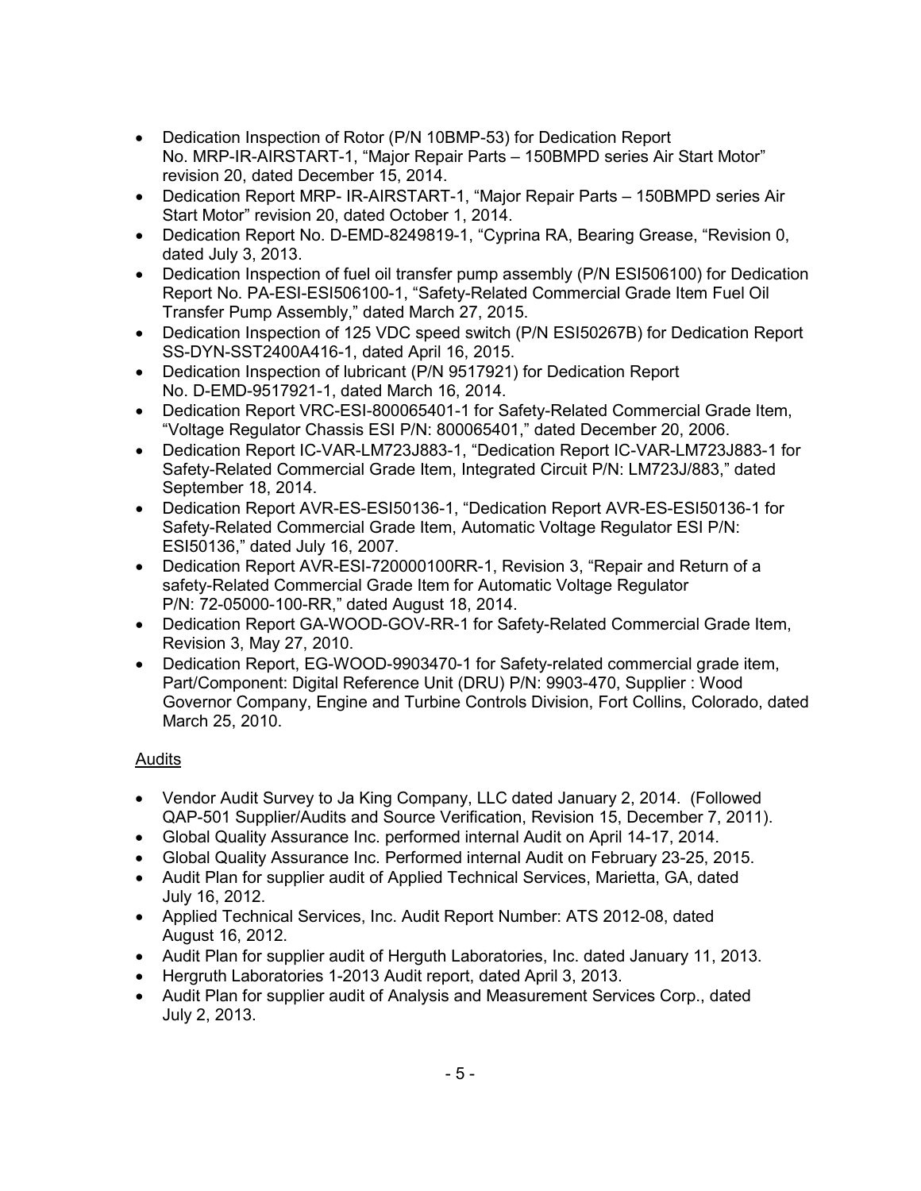- Dedication Inspection of Rotor (P/N 10BMP-53) for Dedication Report No. MRP-IR-AIRSTART-1, "Major Repair Parts – 150BMPD series Air Start Motor" revision 20, dated December 15, 2014.
- Dedication Report MRP- IR-AIRSTART-1, "Major Repair Parts – 150BMPD series Air Start Motor" revision 20, dated October 1, 2014.
- Dedication Report No. D-EMD-8249819-1, "Cyprina RA, Bearing Grease, "Revision 0, dated July 3, 2013.
- Dedication Inspection of fuel oil transfer pump assembly (P/N ESI506100) for Dedication Report No. PA-ESI-ESI506100-1, "Safety-Related Commercial Grade Item Fuel Oil Transfer Pump Assembly," dated March 27, 2015.
- Dedication Inspection of 125 VDC speed switch (P/N ESI50267B) for Dedication Report SS-DYN-SST2400A416-1, dated April 16, 2015.
- Dedication Inspection of lubricant (P/N 9517921) for Dedication Report No. D-EMD-9517921-1, dated March 16, 2014.
- Dedication Report VRC-ESI-800065401-1 for Safety-Related Commercial Grade Item, "Voltage Regulator Chassis ESI P/N: 800065401," dated December 20, 2006.
- Dedication Report IC-VAR-LM723J883-1, "Dedication Report IC-VAR-LM723J883-1 for Safety-Related Commercial Grade Item, Integrated Circuit P/N: LM723J/883," dated September 18, 2014.
- Dedication Report AVR-ES-ESI50136-1, "Dedication Report AVR-ES-ESI50136-1 for Safety-Related Commercial Grade Item, Automatic Voltage Regulator ESI P/N: ESI50136," dated July 16, 2007.
- Dedication Report AVR-ESI-720000100RR-1, Revision 3, "Repair and Return of a safety-Related Commercial Grade Item for Automatic Voltage Regulator P/N: 72-05000-100-RR," dated August 18, 2014.
- Dedication Report GA-WOOD-GOV-RR-1 for Safety-Related Commercial Grade Item, Revision 3, May 27, 2010.
- Dedication Report, EG-WOOD-9903470-1 for Safety-related commercial grade item, Part/Component: Digital Reference Unit (DRU) P/N: 9903-470, Supplier : Wood Governor Company, Engine and Turbine Controls Division, Fort Collins, Colorado, dated March 25, 2010.

## Audits

- Vendor Audit Survey to Ja King Company, LLC dated January 2, 2014. (Followed QAP-501 Supplier/Audits and Source Verification, Revision 15, December 7, 2011).
- Global Quality Assurance Inc. performed internal Audit on April 14-17, 2014.
- Global Quality Assurance Inc. Performed internal Audit on February 23-25, 2015.
- Audit Plan for supplier audit of Applied Technical Services, Marietta, GA, dated July 16, 2012.
- Applied Technical Services, Inc. Audit Report Number: ATS 2012-08, dated August 16, 2012.
- Audit Plan for supplier audit of Herguth Laboratories, Inc. dated January 11, 2013.
- Hergruth Laboratories 1-2013 Audit report, dated April 3, 2013.
- Audit Plan for supplier audit of Analysis and Measurement Services Corp., dated July 2, 2013.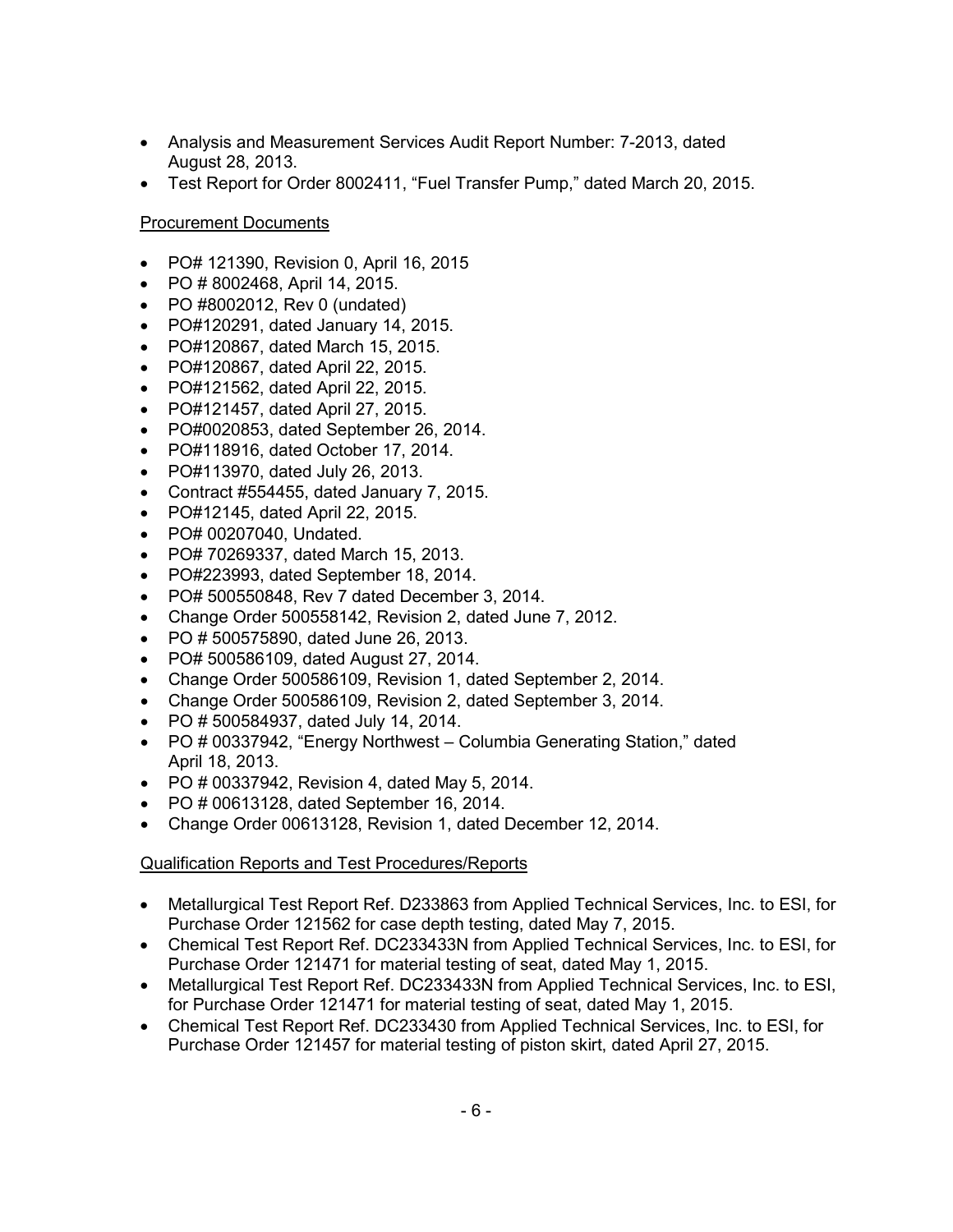- Analysis and Measurement Services Audit Report Number: 7-2013, dated August 28, 2013.
- Test Report for Order 8002411, "Fuel Transfer Pump," dated March 20, 2015.

Procurement Documents

- PO# 121390, Revision 0, April 16, 2015
- PO # 8002468, April 14, 2015.
- PO #8002012, Rev 0 (undated)
- PO#120291, dated January 14, 2015.
- PO#120867, dated March 15, 2015.
- PO#120867, dated April 22, 2015.
- PO#121562, dated April 22, 2015.
- PO#121457, dated April 27, 2015.
- PO#0020853, dated September 26, 2014.
- PO#118916, dated October 17, 2014.
- PO#113970, dated July 26, 2013.
- Contract #554455, dated January 7, 2015.
- PO#12145, dated April 22, 2015.
- PO# 00207040, Undated.
- PO# 70269337, dated March 15, 2013.
- PO#223993, dated September 18, 2014.
- PO# 500550848, Rev 7 dated December 3, 2014.
- Change Order 500558142, Revision 2, dated June 7, 2012.
- PO # 500575890, dated June 26, 2013.
- PO# 500586109, dated August 27, 2014.
- Change Order 500586109, Revision 1, dated September 2, 2014.
- Change Order 500586109, Revision 2, dated September 3, 2014.
- PO # 500584937, dated July 14, 2014.
- PO # 00337942, "Energy Northwest – Columbia Generating Station," dated April 18, 2013.
- PO # 00337942, Revision 4, dated May 5, 2014.
- PO # 00613128, dated September 16, 2014.
- Change Order 00613128, Revision 1, dated December 12, 2014.

Qualification Reports and Test Procedures/Reports

- Metallurgical Test Report Ref. D233863 from Applied Technical Services, Inc. to ESI, for Purchase Order 121562 for case depth testing, dated May 7, 2015.
- Chemical Test Report Ref. DC233433N from Applied Technical Services, Inc. to ESI, for Purchase Order 121471 for material testing of seat, dated May 1, 2015.
- Metallurgical Test Report Ref. DC233433N from Applied Technical Services, Inc. to ESI, for Purchase Order 121471 for material testing of seat, dated May 1, 2015.
- Chemical Test Report Ref. DC233430 from Applied Technical Services, Inc. to ESI, for Purchase Order 121457 for material testing of piston skirt, dated April 27, 2015.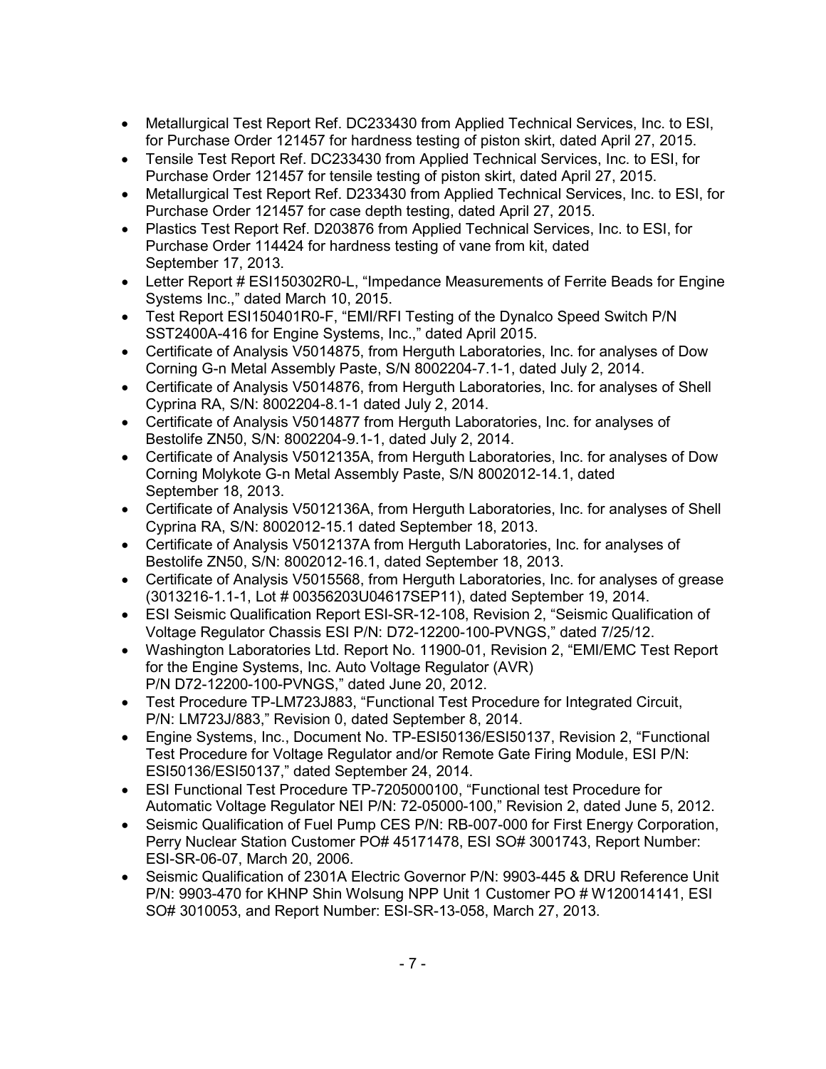- Metallurgical Test Report Ref. DC233430 from Applied Technical Services, Inc. to ESI, for Purchase Order 121457 for hardness testing of piston skirt, dated April 27, 2015.
- Tensile Test Report Ref. DC233430 from Applied Technical Services, Inc. to ESI, for Purchase Order 121457 for tensile testing of piston skirt, dated April 27, 2015.
- Metallurgical Test Report Ref. D233430 from Applied Technical Services, Inc. to ESI, for Purchase Order 121457 for case depth testing, dated April 27, 2015.
- Plastics Test Report Ref. D203876 from Applied Technical Services, Inc. to ESI, for Purchase Order 114424 for hardness testing of vane from kit, dated September 17, 2013.
- Letter Report # ESI150302R0-L, "Impedance Measurements of Ferrite Beads for Engine Systems Inc.," dated March 10, 2015.
- Test Report ESI150401R0-F, "EMI/RFI Testing of the Dynalco Speed Switch P/N SST2400A-416 for Engine Systems, Inc.," dated April 2015.
- Certificate of Analysis V5014875, from Herguth Laboratories, Inc. for analyses of Dow Corning G-n Metal Assembly Paste, S/N 8002204-7.1-1, dated July 2, 2014.
- Certificate of Analysis V5014876, from Herguth Laboratories, Inc. for analyses of Shell Cyprina RA, S/N: 8002204-8.1-1 dated July 2, 2014.
- Certificate of Analysis V5014877 from Herguth Laboratories, Inc. for analyses of Bestolife ZN50, S/N: 8002204-9.1-1, dated July 2, 2014.
- Certificate of Analysis V5012135A, from Herguth Laboratories, Inc. for analyses of Dow Corning Molykote G-n Metal Assembly Paste, S/N 8002012-14.1, dated September 18, 2013.
- Certificate of Analysis V5012136A, from Herguth Laboratories, Inc. for analyses of Shell Cyprina RA, S/N: 8002012-15.1 dated September 18, 2013.
- Certificate of Analysis V5012137A from Herguth Laboratories, Inc. for analyses of Bestolife ZN50, S/N: 8002012-16.1, dated September 18, 2013.
- Certificate of Analysis V5015568, from Herguth Laboratories, Inc. for analyses of grease (3013216-1.1-1, Lot # 00356203U04617SEP11), dated September 19, 2014.
- ESI Seismic Qualification Report ESI-SR-12-108, Revision 2, "Seismic Qualification of Voltage Regulator Chassis ESI P/N: D72-12200-100-PVNGS," dated 7/25/12.
- Washington Laboratories Ltd. Report No. 11900-01, Revision 2, "EMI/EMC Test Report for the Engine Systems, Inc. Auto Voltage Regulator (AVR) P/N D72-12200-100-PVNGS," dated June 20, 2012.
- Test Procedure TP-LM723J883, "Functional Test Procedure for Integrated Circuit, P/N: LM723J/883," Revision 0, dated September 8, 2014.
- Engine Systems, Inc., Document No. TP-ESI50136/ESI50137, Revision 2, "Functional Test Procedure for Voltage Regulator and/or Remote Gate Firing Module, ESI P/N: ESI50136/ESI50137," dated September 24, 2014.
- ESI Functional Test Procedure TP-7205000100, "Functional test Procedure for Automatic Voltage Regulator NEI P/N: 72-05000-100," Revision 2, dated June 5, 2012.
- Seismic Qualification of Fuel Pump CES P/N: RB-007-000 for First Energy Corporation, Perry Nuclear Station Customer PO# 45171478, ESI SO# 3001743, Report Number: ESI-SR-06-07, March 20, 2006.
- Seismic Qualification of 2301A Electric Governor P/N: 9903-445 & DRU Reference Unit P/N: 9903-470 for KHNP Shin Wolsung NPP Unit 1 Customer PO # W120014141, ESI SO# 3010053, and Report Number: ESI-SR-13-058, March 27, 2013.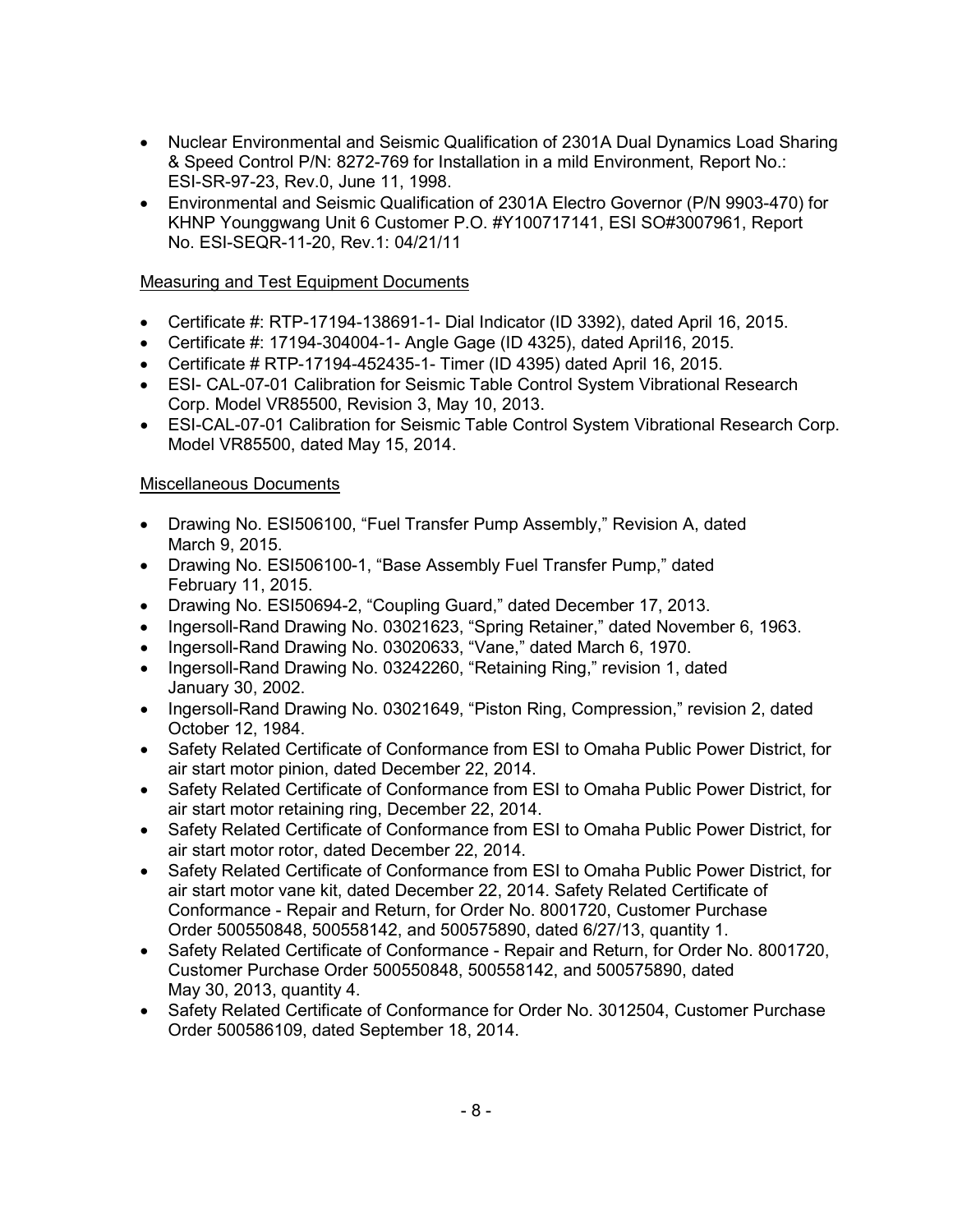- Nuclear Environmental and Seismic Qualification of 2301A Dual Dynamics Load Sharing & Speed Control P/N: 8272-769 for Installation in a mild Environment, Report No.: ESI-SR-97-23, Rev.0, June 11, 1998.
- Environmental and Seismic Qualification of 2301A Electro Governor (P/N 9903-470) for KHNP Younggwang Unit 6 Customer P.O. #Y100717141, ESI SO#3007961, Report No. ESI-SEQR-11-20, Rev.1: 04/21/11

Measuring and Test Equipment Documents

- Certificate #: RTP-17194-138691-1- Dial Indicator (ID 3392), dated April 16, 2015.
- Certificate #: 17194-304004-1- Angle Gage (ID 4325), dated April16, 2015.
- Certificate # RTP-17194-452435-1- Timer (ID 4395) dated April 16, 2015.
- ESI- CAL-07-01 Calibration for Seismic Table Control System Vibrational Research Corp. Model VR85500, Revision 3, May 10, 2013.
- ESI-CAL-07-01 Calibration for Seismic Table Control System Vibrational Research Corp. Model VR85500, dated May 15, 2014.

Miscellaneous Documents

- Drawing No. ESI506100, "Fuel Transfer Pump Assembly," Revision A, dated March 9, 2015.
- Drawing No. ESI506100-1, "Base Assembly Fuel Transfer Pump," dated February 11, 2015.
- Drawing No. ESI50694-2, "Coupling Guard," dated December 17, 2013.
- Ingersoll-Rand Drawing No. 03021623, "Spring Retainer," dated November 6, 1963.
- Ingersoll-Rand Drawing No. 03020633, "Vane," dated March 6, 1970.
- Ingersoll-Rand Drawing No. 03242260, "Retaining Ring," revision 1, dated January 30, 2002.
- Ingersoll-Rand Drawing No. 03021649, "Piston Ring, Compression," revision 2, dated October 12, 1984.
- Safety Related Certificate of Conformance from ESI to Omaha Public Power District, for air start motor pinion, dated December 22, 2014.
- Safety Related Certificate of Conformance from ESI to Omaha Public Power District, for air start motor retaining ring, December 22, 2014.
- Safety Related Certificate of Conformance from ESI to Omaha Public Power District, for air start motor rotor, dated December 22, 2014.
- Safety Related Certificate of Conformance from ESI to Omaha Public Power District, for air start motor vane kit, dated December 22, 2014. Safety Related Certificate of Conformance - Repair and Return, for Order No. 8001720, Customer Purchase Order 500550848, 500558142, and 500575890, dated 6/27/13, quantity 1.
- Safety Related Certificate of Conformance - Repair and Return, for Order No. 8001720, Customer Purchase Order 500550848, 500558142, and 500575890, dated May 30, 2013, quantity 4.
- Safety Related Certificate of Conformance for Order No. 3012504, Customer Purchase Order 500586109, dated September 18, 2014.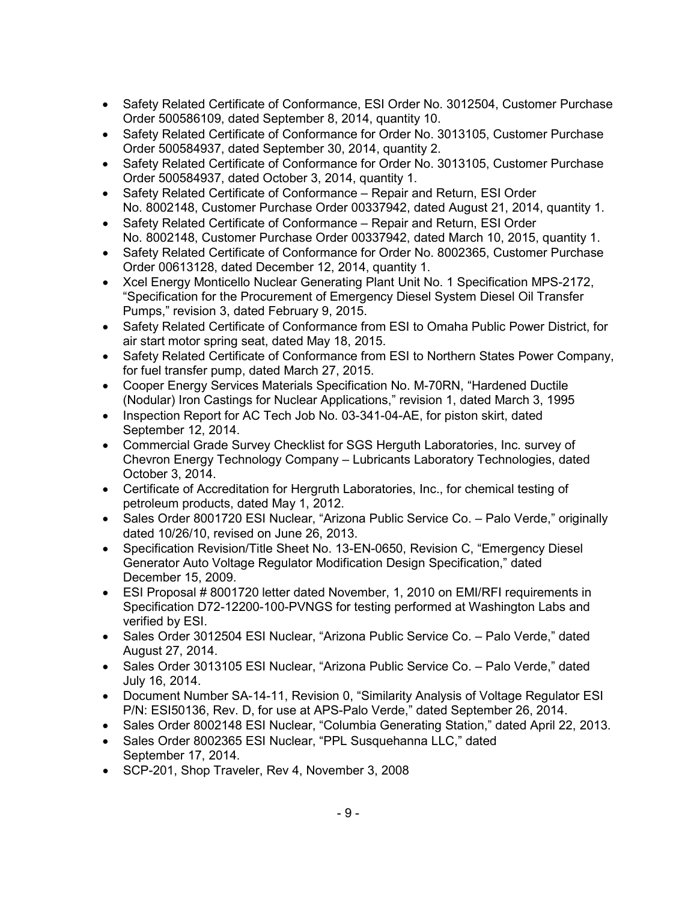- Safety Related Certificate of Conformance, ESI Order No. 3012504, Customer Purchase Order 500586109, dated September 8, 2014, quantity 10.
- Safety Related Certificate of Conformance for Order No. 3013105, Customer Purchase Order 500584937, dated September 30, 2014, quantity 2.
- Safety Related Certificate of Conformance for Order No. 3013105, Customer Purchase Order 500584937, dated October 3, 2014, quantity 1.
- Safety Related Certificate of Conformance – Repair and Return, ESI Order No. 8002148, Customer Purchase Order 00337942, dated August 21, 2014, quantity 1.
- Safety Related Certificate of Conformance – Repair and Return, ESI Order No. 8002148, Customer Purchase Order 00337942, dated March 10, 2015, quantity 1.
- Safety Related Certificate of Conformance for Order No. 8002365, Customer Purchase Order 00613128, dated December 12, 2014, quantity 1.
- Xcel Energy Monticello Nuclear Generating Plant Unit No. 1 Specification MPS-2172, "Specification for the Procurement of Emergency Diesel System Diesel Oil Transfer Pumps," revision 3, dated February 9, 2015.
- Safety Related Certificate of Conformance from ESI to Omaha Public Power District, for air start motor spring seat, dated May 18, 2015.
- Safety Related Certificate of Conformance from ESI to Northern States Power Company, for fuel transfer pump, dated March 27, 2015.
- Cooper Energy Services Materials Specification No. M-70RN, "Hardened Ductile (Nodular) Iron Castings for Nuclear Applications," revision 1, dated March 3, 1995
- Inspection Report for AC Tech Job No. 03-341-04-AE, for piston skirt, dated September 12, 2014.
- Commercial Grade Survey Checklist for SGS Herguth Laboratories, Inc. survey of Chevron Energy Technology Company – Lubricants Laboratory Technologies, dated October 3, 2014.
- Certificate of Accreditation for Hergruth Laboratories, Inc., for chemical testing of petroleum products, dated May 1, 2012.
- Sales Order 8001720 ESI Nuclear, "Arizona Public Service Co. – Palo Verde," originally dated 10/26/10, revised on June 26, 2013.
- Specification Revision/Title Sheet No. 13-EN-0650, Revision C, "Emergency Diesel Generator Auto Voltage Regulator Modification Design Specification," dated December 15, 2009.
- ESI Proposal # 8001720 letter dated November, 1, 2010 on EMI/RFI requirements in Specification D72-12200-100-PVNGS for testing performed at Washington Labs and verified by ESI.
- Sales Order 3012504 ESI Nuclear, "Arizona Public Service Co. – Palo Verde," dated August 27, 2014.
- Sales Order 3013105 ESI Nuclear, "Arizona Public Service Co. – Palo Verde," dated July 16, 2014.
- Document Number SA-14-11, Revision 0, "Similarity Analysis of Voltage Regulator ESI P/N: ESI50136, Rev. D, for use at APS-Palo Verde," dated September 26, 2014.
- Sales Order 8002148 ESI Nuclear, "Columbia Generating Station," dated April 22, 2013.
- Sales Order 8002365 ESI Nuclear, "PPL Susquehanna LLC," dated September 17, 2014.
- SCP-201, Shop Traveler, Rev 4, November 3, 2008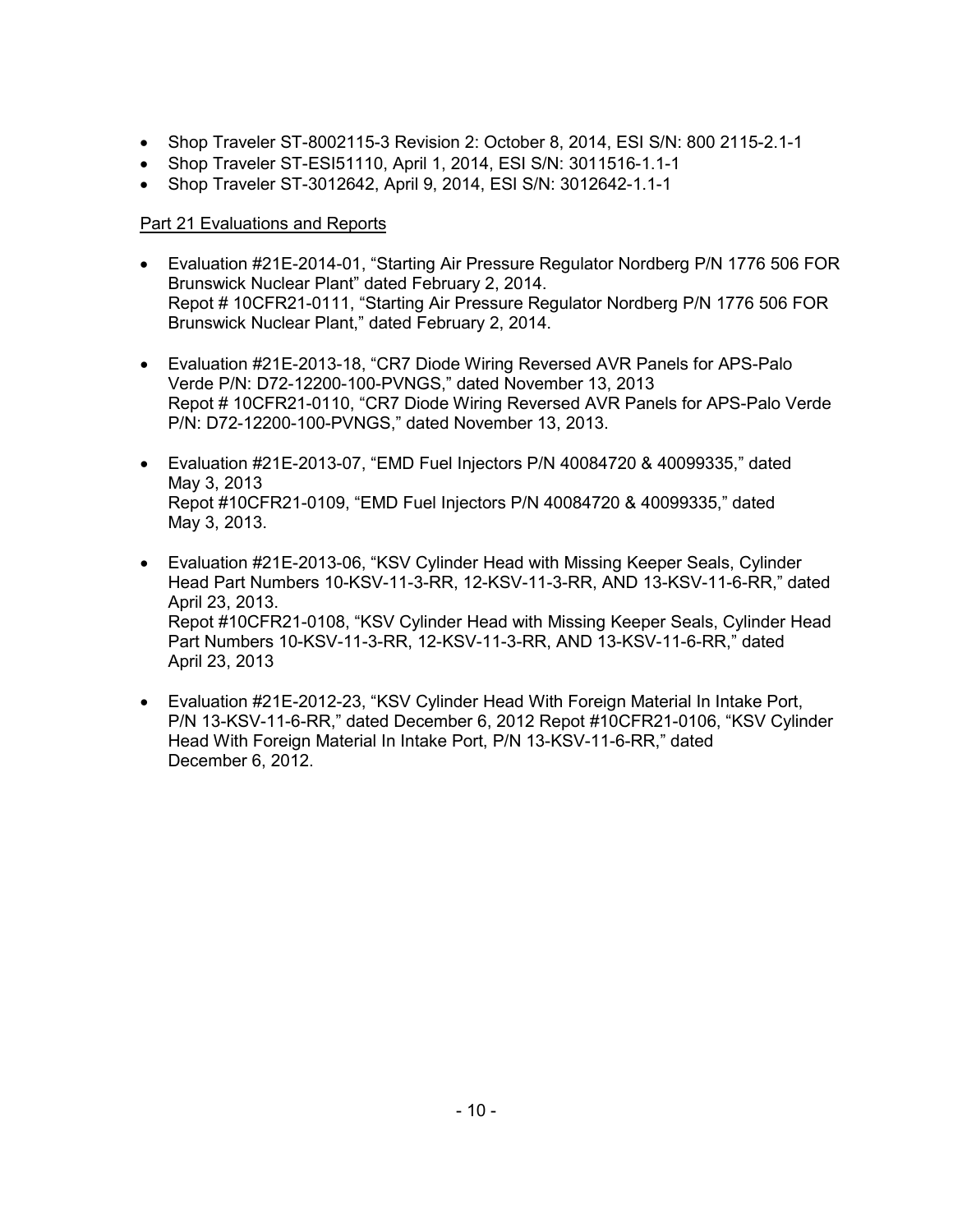- Shop Traveler ST-8002115-3 Revision 2: October 8, 2014, ESI S/N: 800 2115-2.1-1
- Shop Traveler ST-ESI51110, April 1, 2014, ESI S/N: 3011516-1.1-1
- Shop Traveler ST-3012642, April 9, 2014, ESI S/N: 3012642-1.1-1

Part 21 Evaluations and Reports

- Evaluation #21E-2014-01, "Starting Air Pressure Regulator Nordberg P/N 1776 506 FOR Brunswick Nuclear Plant" dated February 2, 2014.
  Repot # 10CFR21-0111, "Starting Air Pressure Regulator Nordberg P/N 1776 506 FOR Brunswick Nuclear Plant," dated February 2, 2014.

- Evaluation #21E-2013-18, "CR7 Diode Wiring Reversed AVR Panels for APS-Palo Verde P/N: D72-12200-100-PVNGS," dated November 13, 2013
  Repot # 10CFR21-0110, "CR7 Diode Wiring Reversed AVR Panels for APS-Palo Verde P/N: D72-12200-100-PVNGS," dated November 13, 2013.

- Evaluation #21E-2013-07, "EMD Fuel Injectors P/N 40084720 & 40099335," dated May 3, 2013
  Repot #10CFR21-0109, "EMD Fuel Injectors P/N 40084720 & 40099335," dated May 3, 2013.

- Evaluation #21E-2013-06, "KSV Cylinder Head with Missing Keeper Seals, Cylinder Head Part Numbers 10-KSV-11-3-RR, 12-KSV-11-3-RR, AND 13-KSV-11-6-RR," dated April 23, 2013.
  Repot #10CFR21-0108, "KSV Cylinder Head with Missing Keeper Seals, Cylinder Head Part Numbers 10-KSV-11-3-RR, 12-KSV-11-3-RR, AND 13-KSV-11-6-RR," dated April 23, 2013

- Evaluation #21E-2012-23, "KSV Cylinder Head With Foreign Material In Intake Port, P/N 13-KSV-11-6-RR," dated December 6, 2012 Repot #10CFR21-0106, "KSV Cylinder Head With Foreign Material In Intake Port, P/N 13-KSV-11-6-RR," dated December 6, 2012.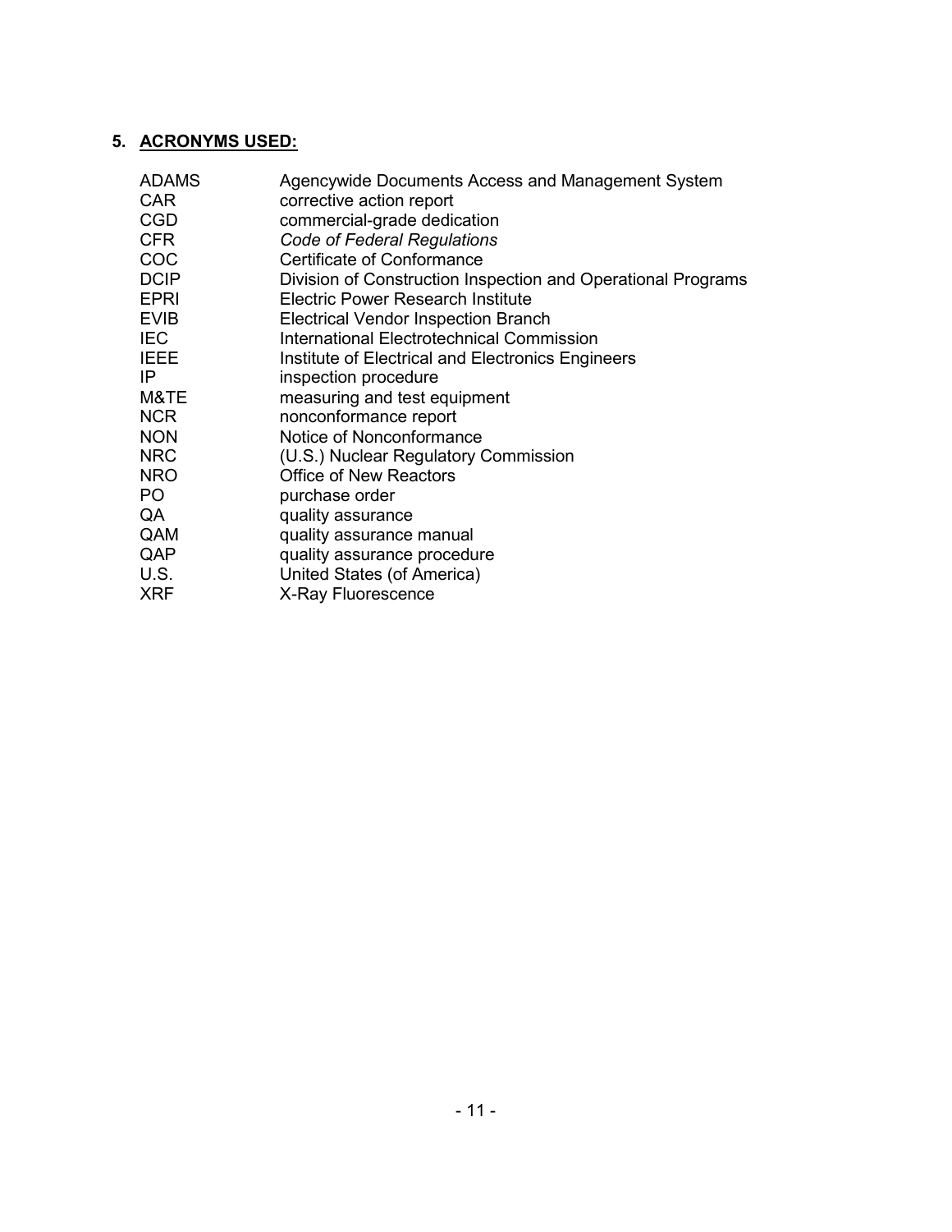## 5. ACRONYMS USED:

| | |
|---|---|
| ADAMS | Agencywide Documents Access and Management System |
| CAR | corrective action report |
| CGD | commercial-grade dedication |
| CFR | *Code of Federal Regulations* |
| COC | Certificate of Conformance |
| DCIP | Division of Construction Inspection and Operational Programs |
| EPRI | Electric Power Research Institute |
| EVIB | Electrical Vendor Inspection Branch |
| IEC | International Electrotechnical Commission |
| IEEE | Institute of Electrical and Electronics Engineers |
| IP | inspection procedure |
| M&TE | measuring and test equipment |
| NCR | nonconformance report |
| NON | Notice of Nonconformance |
| NRC | (U.S.) Nuclear Regulatory Commission |
| NRO | Office of New Reactors |
| PO | purchase order |
| QA | quality assurance |
| QAM | quality assurance manual |
| QAP | quality assurance procedure |
| U.S. | United States (of America) |
| XRF | X-Ray Fluorescence |